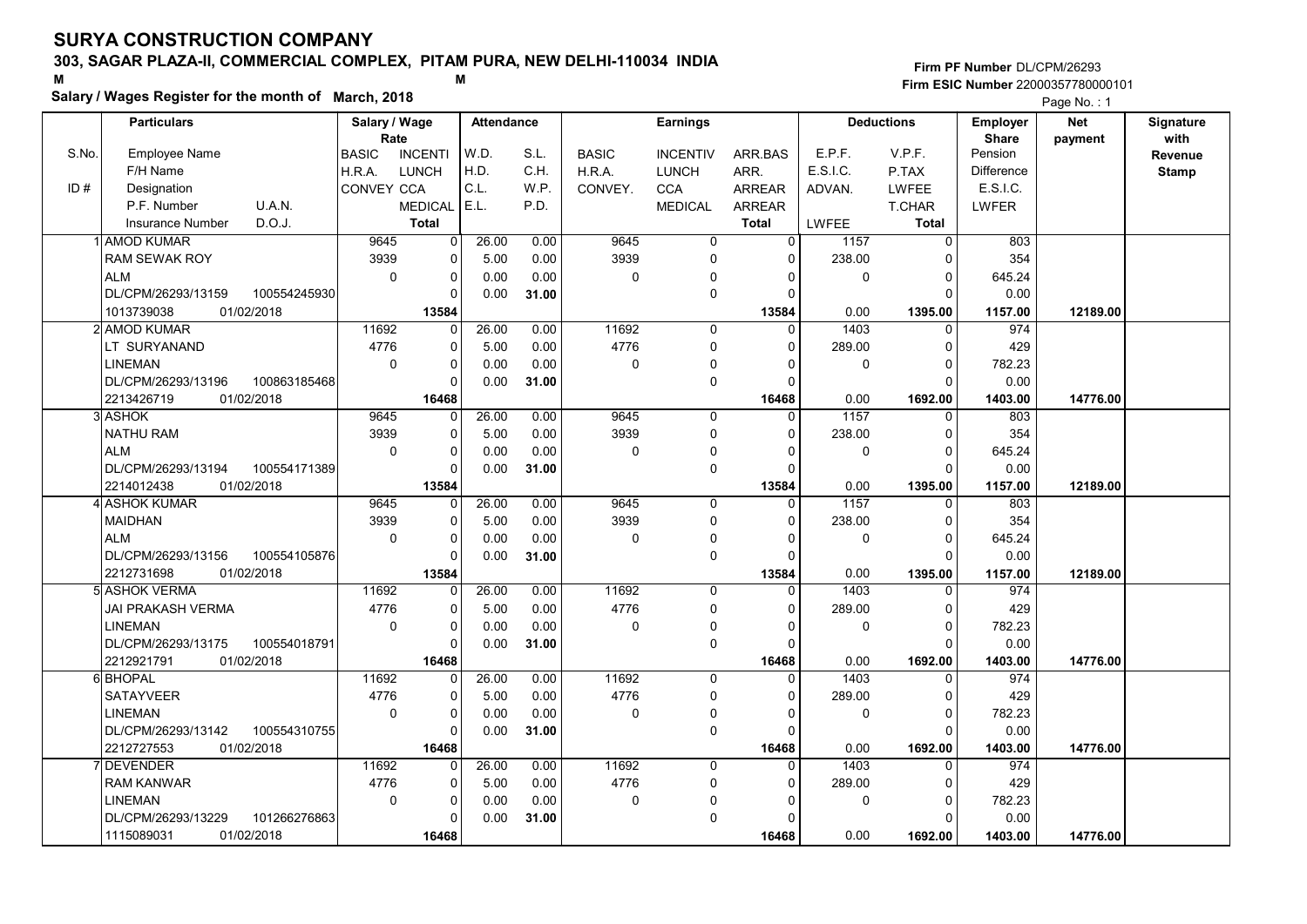# SURYA CONSTRUCTION COMPANY

## 303, SAGAR PLAZA-II, COMMERCIAL COMPLEX, PITAM PURA, NEW DELHI-110034 INDIA

M M

**Salary / Wages Register for the month of March, 2018**

Firm PF Number DL/CPM/26293
Firm ESIC Number 22000357780000101

Page No. : 1

| S.No. / ID # | Particulars: Employee Name / F/H Name / Designation / P.F. Number, U.A.N. / Insurance Number, D.O.J. | Salary / Wage Rate: BASIC, INCENTI / H.R.A., LUNCH / CONVEY, CCA / MEDICAL / Total | Attendance: W.D., S.L. / H.D., C.H. / C.L., W.P. / E.L., P.D. | Earnings: BASIC, INCENTIV, ARR.BAS / H.R.A., LUNCH, ARR. / CONVEY., CCA, ARREAR / MEDICAL, ARREAR / Total | Deductions: E.P.F., V.P.F. / E.S.I.C., P.TAX / ADVAN., LWFEE / T.CHAR / LWFEE, Total | Employer Share: Pension / Difference / E.S.I.C. / LWFER | Net payment | Signature with Revenue Stamp |
|---|---|---|---|---|---|---|---|---|
| 1 | AMOD KUMAR<br>RAM SEWAK ROY<br>ALM<br>DL/CPM/26293/13159 100554245930<br>1013739038 01/02/2018 | 9645 0<br>3939 0<br>0 0<br>0<br>13584 | 26.00 0.00<br>5.00 0.00<br>0.00 0.00<br>0.00 31.00 | 9645 0 0<br>3939 0 0<br>0 0 0<br>0 0<br>13584 | 1157 0<br>238.00 0<br>0 0<br>0<br>0.00 1395.00 | 803<br>354<br>645.24<br>0.00<br>1157.00 | 12189.00 | |
| 2 | AMOD KUMAR<br>LT SURYANAND<br>LINEMAN<br>DL/CPM/26293/13196 100863185468<br>2213426719 01/02/2018 | 11692 0<br>4776 0<br>0 0<br>0<br>16468 | 26.00 0.00<br>5.00 0.00<br>0.00 0.00<br>0.00 31.00 | 11692 0 0<br>4776 0 0<br>0 0 0<br>0 0<br>16468 | 1403 0<br>289.00 0<br>0 0<br>0<br>0.00 1692.00 | 974<br>429<br>782.23<br>0.00<br>1403.00 | 14776.00 | |
| 3 | ASHOK<br>NATHU RAM<br>ALM<br>DL/CPM/26293/13194 100554171389<br>2214012438 01/02/2018 | 9645 0<br>3939 0<br>0 0<br>0<br>13584 | 26.00 0.00<br>5.00 0.00<br>0.00 0.00<br>0.00 31.00 | 9645 0 0<br>3939 0 0<br>0 0 0<br>0 0<br>13584 | 1157 0<br>238.00 0<br>0 0<br>0<br>0.00 1395.00 | 803<br>354<br>645.24<br>0.00<br>1157.00 | 12189.00 | |
| 4 | ASHOK KUMAR<br>MAIDHAN<br>ALM<br>DL/CPM/26293/13156 100554105876<br>2212731698 01/02/2018 | 9645 0<br>3939 0<br>0 0<br>0<br>13584 | 26.00 0.00<br>5.00 0.00<br>0.00 0.00<br>0.00 31.00 | 9645 0 0<br>3939 0 0<br>0 0 0<br>0 0<br>13584 | 1157 0<br>238.00 0<br>0 0<br>0<br>0.00 1395.00 | 803<br>354<br>645.24<br>0.00<br>1157.00 | 12189.00 | |
| 5 | ASHOK VERMA<br>JAI PRAKASH VERMA<br>LINEMAN<br>DL/CPM/26293/13175 100554018791<br>2212921791 01/02/2018 | 11692 0<br>4776 0<br>0 0<br>0<br>16468 | 26.00 0.00<br>5.00 0.00<br>0.00 0.00<br>0.00 31.00 | 11692 0 0<br>4776 0 0<br>0 0 0<br>0 0<br>16468 | 1403 0<br>289.00 0<br>0 0<br>0<br>0.00 1692.00 | 974<br>429<br>782.23<br>0.00<br>1403.00 | 14776.00 | |
| 6 | BHOPAL<br>SATAYVEER<br>LINEMAN<br>DL/CPM/26293/13142 100554310755<br>2212727553 01/02/2018 | 11692 0<br>4776 0<br>0 0<br>0<br>16468 | 26.00 0.00<br>5.00 0.00<br>0.00 0.00<br>0.00 31.00 | 11692 0 0<br>4776 0 0<br>0 0 0<br>0 0<br>16468 | 1403 0<br>289.00 0<br>0 0<br>0<br>0.00 1692.00 | 974<br>429<br>782.23<br>0.00<br>1403.00 | 14776.00 | |
| 7 | DEVENDER<br>RAM KANWAR<br>LINEMAN<br>DL/CPM/26293/13229 101266276863<br>1115089031 01/02/2018 | 11692 0<br>4776 0<br>0 0<br>0<br>16468 | 26.00 0.00<br>5.00 0.00<br>0.00 0.00<br>0.00 31.00 | 11692 0 0<br>4776 0 0<br>0 0 0<br>0 0<br>16468 | 1403 0<br>289.00 0<br>0 0<br>0<br>0.00 1692.00 | 974<br>429<br>782.23<br>0.00<br>1403.00 | 14776.00 | |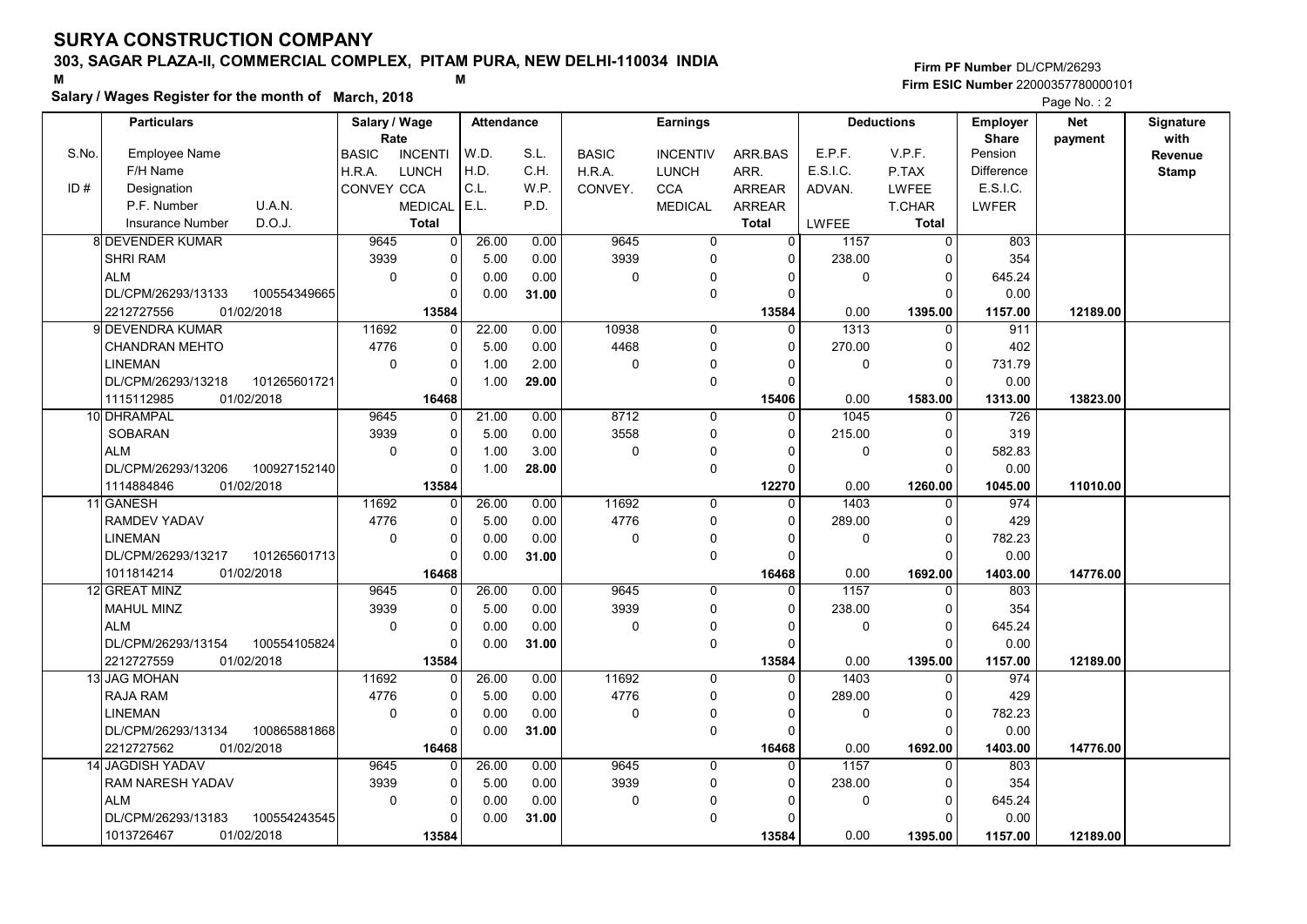# SURYA CONSTRUCTION COMPANY

## 303, SAGAR PLAZA-II, COMMERCIAL COMPLEX, PITAM PURA, NEW DELHI-110034 INDIA

M M

**Salary / Wages Register for the month of March, 2018**

Firm PF Number DL/CPM/26293
Firm ESIC Number 22000357780000101

| S.No. | Particulars: Employee Name / F/H Name / Designation / P.F. Number / U.A.N. / Insurance Number / D.O.J. | Salary / Wage Rate: BASIC / H.R.A. / CONVEY | INCENTI / LUNCH / CCA / MEDICAL / Total | Attendance: W.D. / H.D. / C.L. / E.L. | S.L. / C.H. / W.P. / P.D. | Earnings: BASIC / H.R.A. / CONVEY. | INCENTIV / LUNCH / CCA / MEDICAL | ARR.BAS / ARR. / ARREAR / ARREAR / Total | Deductions: E.P.F. / E.S.I.C. / ADVAN. / LWFEE | V.P.F. / P.TAX / LWFEE / T.CHAR / Total | Employer Share: Pension / Difference / E.S.I.C. / LWFER | Net payment | Signature with Revenue Stamp |
|---|---|---|---|---|---|---|---|---|---|---|---|---|---|
| 8 | DEVENDER KUMAR / SHRI RAM / ALM / DL/CPM/26293/13133 100554349665 / 2212727556 01/02/2018 | 9645 / 3939 / 0 | 0 / 0 / 0 / 0 / 13584 | 26.00 / 5.00 / 0.00 / 0.00 | 0.00 / 0.00 / 0.00 / 31.00 | 9645 / 3939 / 0 | 0 / 0 / 0 / 0 | 0 / 0 / 0 / 0 / 13584 | 1157 / 238.00 / 0 / 0.00 | 0 / 0 / 0 / 0 / 1395.00 | 803 / 354 / 645.24 / 0.00 / 1157.00 | 12189.00 | |
| 9 | DEVENDRA KUMAR / CHANDRAN MEHTO / LINEMAN / DL/CPM/26293/13218 101265601721 / 1115112985 01/02/2018 | 11692 / 4776 / 0 | 0 / 0 / 0 / 0 / 16468 | 22.00 / 5.00 / 1.00 / 1.00 | 0.00 / 0.00 / 2.00 / 29.00 | 10938 / 4468 / 0 | 0 / 0 / 0 / 0 | 0 / 0 / 0 / 0 / 15406 | 1313 / 270.00 / 0 / 0.00 | 0 / 0 / 0 / 0 / 1583.00 | 911 / 402 / 731.79 / 0.00 / 1313.00 | 13823.00 | |
| 10 | DHRAMPAL / SOBARAN / ALM / DL/CPM/26293/13206 100927152140 / 1114884846 01/02/2018 | 9645 / 3939 / 0 | 0 / 0 / 0 / 0 / 13584 | 21.00 / 5.00 / 1.00 / 1.00 | 0.00 / 0.00 / 3.00 / 28.00 | 8712 / 3558 / 0 | 0 / 0 / 0 / 0 | 0 / 0 / 0 / 0 / 12270 | 1045 / 215.00 / 0 / 0.00 | 0 / 0 / 0 / 0 / 1260.00 | 726 / 319 / 582.83 / 0.00 / 1045.00 | 11010.00 | |
| 11 | GANESH / RAMDEV YADAV / LINEMAN / DL/CPM/26293/13217 101265601713 / 1011814214 01/02/2018 | 11692 / 4776 / 0 | 0 / 0 / 0 / 0 / 16468 | 26.00 / 5.00 / 0.00 / 0.00 | 0.00 / 0.00 / 0.00 / 31.00 | 11692 / 4776 / 0 | 0 / 0 / 0 / 0 | 0 / 0 / 0 / 0 / 16468 | 1403 / 289.00 / 0 / 0.00 | 0 / 0 / 0 / 0 / 1692.00 | 974 / 429 / 782.23 / 0.00 / 1403.00 | 14776.00 | |
| 12 | GREAT MINZ / MAHUL MINZ / ALM / DL/CPM/26293/13154 100554105824 / 2212727559 01/02/2018 | 9645 / 3939 / 0 | 0 / 0 / 0 / 0 / 13584 | 26.00 / 5.00 / 0.00 / 0.00 | 0.00 / 0.00 / 0.00 / 31.00 | 9645 / 3939 / 0 | 0 / 0 / 0 / 0 | 0 / 0 / 0 / 0 / 13584 | 1157 / 238.00 / 0 / 0.00 | 0 / 0 / 0 / 0 / 1395.00 | 803 / 354 / 645.24 / 0.00 / 1157.00 | 12189.00 | |
| 13 | JAG MOHAN / RAJA RAM / LINEMAN / DL/CPM/26293/13134 100865881868 / 2212727562 01/02/2018 | 11692 / 4776 / 0 | 0 / 0 / 0 / 0 / 16468 | 26.00 / 5.00 / 0.00 / 0.00 | 0.00 / 0.00 / 0.00 / 31.00 | 11692 / 4776 / 0 | 0 / 0 / 0 / 0 | 0 / 0 / 0 / 0 / 16468 | 1403 / 289.00 / 0 / 0.00 | 0 / 0 / 0 / 0 / 1692.00 | 974 / 429 / 782.23 / 0.00 / 1403.00 | 14776.00 | |
| 14 | JAGDISH YADAV / RAM NARESH YADAV / ALM / DL/CPM/26293/13183 100554243545 / 1013726467 01/02/2018 | 9645 / 3939 / 0 | 0 / 0 / 0 / 0 / 13584 | 26.00 / 5.00 / 0.00 / 0.00 | 0.00 / 0.00 / 0.00 / 31.00 | 9645 / 3939 / 0 | 0 / 0 / 0 / 0 | 0 / 0 / 0 / 0 / 13584 | 1157 / 238.00 / 0 / 0.00 | 0 / 0 / 0 / 0 / 1395.00 | 803 / 354 / 645.24 / 0.00 / 1157.00 | 12189.00 | |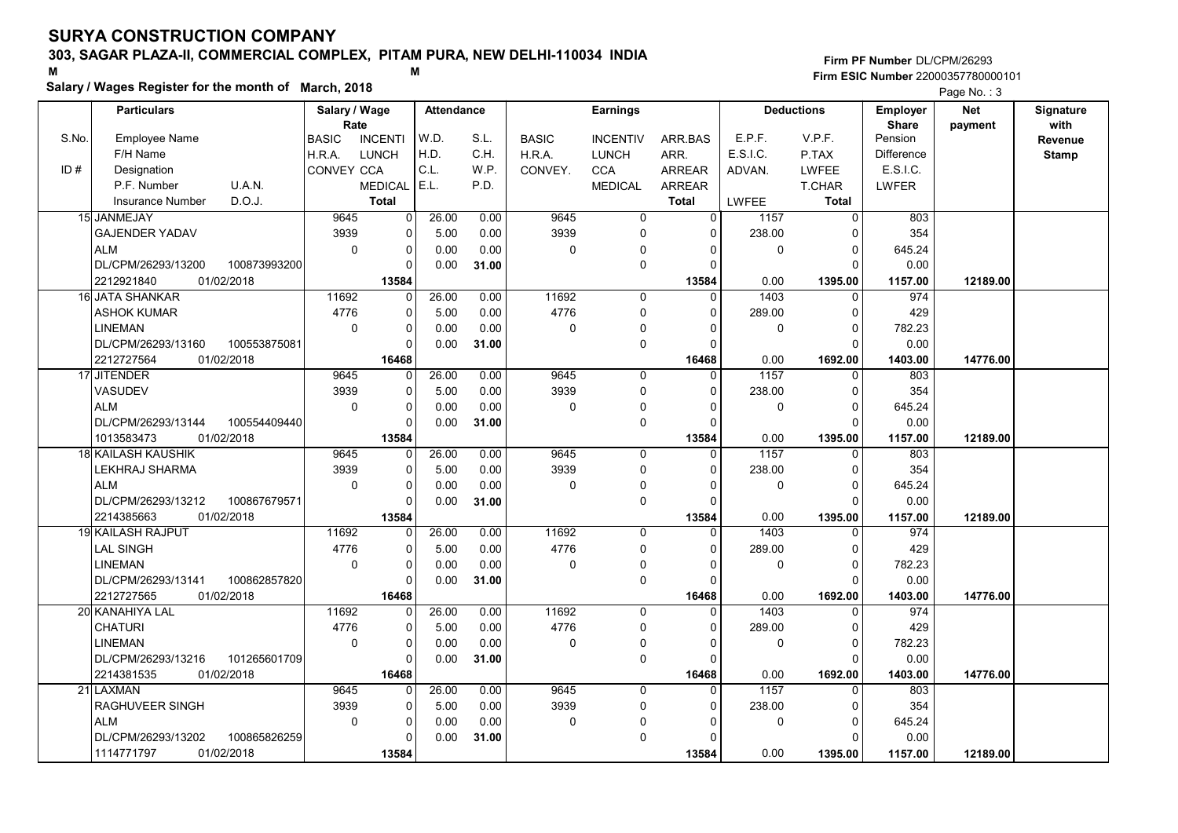# SURYA CONSTRUCTION COMPANY

## 303, SAGAR PLAZA-II, COMMERCIAL COMPLEX, PITAM PURA, NEW DELHI-110034 INDIA

M M

**Salary / Wages Register for the month of March, 2018**

Firm PF Number DL/CPM/26293
Firm ESIC Number 22000357780000101

Page No. : 3

| S.No. / ID # | Particulars: Employee Name / F/H Name / Designation / P.F. Number, U.A.N. / Insurance Number, D.O.J. | Salary / Wage Rate: BASIC / H.R.A. / CONVEY | Salary / Wage Rate: INCENTI / LUNCH / CCA / MEDICAL / Total | Attendance: W.D. / H.D. / C.L. / E.L. | Attendance: S.L. / C.H. / W.P. / P.D. | Earnings: BASIC / H.R.A. / CONVEY. | Earnings: INCENTIV / LUNCH / CCA / MEDICAL | Earnings: ARR.BAS / ARR. / ARREAR / ARREAR / Total | Deductions: E.P.F. / E.S.I.C. / ADVAN. / LWFEE | Deductions: V.P.F. / P.TAX / LWFEE / T.CHAR / Total | Employer Share: Pension / Difference / E.S.I.C. / LWFER | Net payment | Signature with Revenue Stamp |
|---|---|---|---|---|---|---|---|---|---|---|---|---|---|
| 15 | JANMEJAY | 9645 | 0 | 26.00 | 0.00 | 9645 | 0 | 0 | 1157 | 0 | 803 | | |
| | GAJENDER YADAV | 3939 | 0 | 5.00 | 0.00 | 3939 | 0 | 0 | 238.00 | 0 | 354 | | |
| | ALM | 0 | 0 | 0.00 | 0.00 | 0 | 0 | 0 | 0 | 0 | 645.24 | | |
| | DL/CPM/26293/13200 100873993200 | | 0 | 0.00 | 31.00 | | 0 | 0 | | 0 | 0.00 | | |
| | 2212921840 01/02/2018 | | 13584 | | | | | 13584 | 0.00 | 1395.00 | 1157.00 | 12189.00 | |
| 16 | JATA SHANKAR | 11692 | 0 | 26.00 | 0.00 | 11692 | 0 | 0 | 1403 | 0 | 974 | | |
| | ASHOK KUMAR | 4776 | 0 | 5.00 | 0.00 | 4776 | 0 | 0 | 289.00 | 0 | 429 | | |
| | LINEMAN | 0 | 0 | 0.00 | 0.00 | 0 | 0 | 0 | 0 | 0 | 782.23 | | |
| | DL/CPM/26293/13160 100553875081 | | 0 | 0.00 | 31.00 | | 0 | 0 | | 0 | 0.00 | | |
| | 2212727564 01/02/2018 | | 16468 | | | | | 16468 | 0.00 | 1692.00 | 1403.00 | 14776.00 | |
| 17 | JITENDER | 9645 | 0 | 26.00 | 0.00 | 9645 | 0 | 0 | 1157 | 0 | 803 | | |
| | VASUDEV | 3939 | 0 | 5.00 | 0.00 | 3939 | 0 | 0 | 238.00 | 0 | 354 | | |
| | ALM | 0 | 0 | 0.00 | 0.00 | 0 | 0 | 0 | 0 | 0 | 645.24 | | |
| | DL/CPM/26293/13144 100554409440 | | 0 | 0.00 | 31.00 | | 0 | 0 | | 0 | 0.00 | | |
| | 1013583473 01/02/2018 | | 13584 | | | | | 13584 | 0.00 | 1395.00 | 1157.00 | 12189.00 | |
| 18 | KAILASH KAUSHIK | 9645 | 0 | 26.00 | 0.00 | 9645 | 0 | 0 | 1157 | 0 | 803 | | |
| | LEKHRAJ SHARMA | 3939 | 0 | 5.00 | 0.00 | 3939 | 0 | 0 | 238.00 | 0 | 354 | | |
| | ALM | 0 | 0 | 0.00 | 0.00 | 0 | 0 | 0 | 0 | 0 | 645.24 | | |
| | DL/CPM/26293/13212 100867679571 | | 0 | 0.00 | 31.00 | | 0 | 0 | | 0 | 0.00 | | |
| | 2214385663 01/02/2018 | | 13584 | | | | | 13584 | 0.00 | 1395.00 | 1157.00 | 12189.00 | |
| 19 | KAILASH RAJPUT | 11692 | 0 | 26.00 | 0.00 | 11692 | 0 | 0 | 1403 | 0 | 974 | | |
| | LAL SINGH | 4776 | 0 | 5.00 | 0.00 | 4776 | 0 | 0 | 289.00 | 0 | 429 | | |
| | LINEMAN | 0 | 0 | 0.00 | 0.00 | 0 | 0 | 0 | 0 | 0 | 782.23 | | |
| | DL/CPM/26293/13141 100862857820 | | 0 | 0.00 | 31.00 | | 0 | 0 | | 0 | 0.00 | | |
| | 2212727565 01/02/2018 | | 16468 | | | | | 16468 | 0.00 | 1692.00 | 1403.00 | 14776.00 | |
| 20 | KANAHIYA LAL | 11692 | 0 | 26.00 | 0.00 | 11692 | 0 | 0 | 1403 | 0 | 974 | | |
| | CHATURI | 4776 | 0 | 5.00 | 0.00 | 4776 | 0 | 0 | 289.00 | 0 | 429 | | |
| | LINEMAN | 0 | 0 | 0.00 | 0.00 | 0 | 0 | 0 | 0 | 0 | 782.23 | | |
| | DL/CPM/26293/13216 101265601709 | | 0 | 0.00 | 31.00 | | 0 | 0 | | 0 | 0.00 | | |
| | 2214381535 01/02/2018 | | 16468 | | | | | 16468 | 0.00 | 1692.00 | 1403.00 | 14776.00 | |
| 21 | LAXMAN | 9645 | 0 | 26.00 | 0.00 | 9645 | 0 | 0 | 1157 | 0 | 803 | | |
| | RAGHUVEER SINGH | 3939 | 0 | 5.00 | 0.00 | 3939 | 0 | 0 | 238.00 | 0 | 354 | | |
| | ALM | 0 | 0 | 0.00 | 0.00 | 0 | 0 | 0 | 0 | 0 | 645.24 | | |
| | DL/CPM/26293/13202 100865826259 | | 0 | 0.00 | 31.00 | | 0 | 0 | | 0 | 0.00 | | |
| | 1114771797 01/02/2018 | | 13584 | | | | | 13584 | 0.00 | 1395.00 | 1157.00 | 12189.00 | |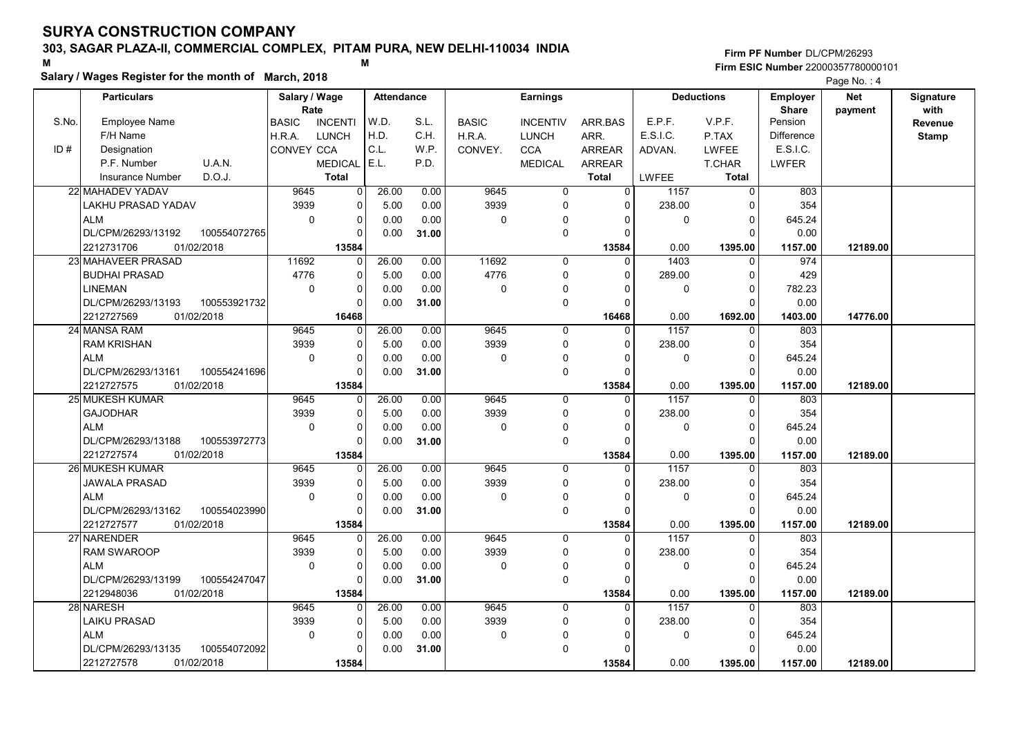# SURYA CONSTRUCTION COMPANY

## 303, SAGAR PLAZA-II, COMMERCIAL COMPLEX, PITAM PURA, NEW DELHI-110034 INDIA

M M

**Salary / Wages Register for the month of March, 2018**

Firm PF Number DL/CPM/26293
Firm ESIC Number 22000357780000101

| S.No. | Employee Name / F/H Name / ID # Designation / P.F. Number, U.A.N. / Insurance Number, D.O.J. | Salary / Wage Rate: BASIC / H.R.A. / CONVEY | INCENTI / LUNCH / CCA / MEDICAL / Total | W.D. / H.D. / C.L. / E.L. | S.L. / C.H. / W.P. / P.D. | BASIC / H.R.A. / CONVEY. | INCENTIV / LUNCH / CCA / MEDICAL | ARR.BAS / ARR. / ARREAR / ARREAR / Total | E.P.F. / E.S.I.C. / ADVAN. / LWFEE | V.P.F. / P.TAX / LWFEE / T.CHAR / Total | Employer Share: Pension / Difference / E.S.I.C. / LWFER | Net payment | Signature with Revenue Stamp |
|---|---|---|---|---|---|---|---|---|---|---|---|---|---|
| 22 | MAHADEV YADAV | 9645 | 0 | 26.00 | 0.00 | 9645 | 0 | 0 | 1157 | 0 | 803 | | |
| | LAKHU PRASAD YADAV | 3939 | 0 | 5.00 | 0.00 | 3939 | 0 | 0 | 238.00 | 0 | 354 | | |
| | ALM | 0 | 0 | 0.00 | 0.00 | 0 | 0 | 0 | 0 | 0 | 645.24 | | |
| | DL/CPM/26293/13192 100554072765 | | 0 | 0.00 | 31.00 | | 0 | 0 | | 0 | 0.00 | | |
| | 2212731706 01/02/2018 | | 13584 | | | | | 13584 | 0.00 | 1395.00 | 1157.00 | 12189.00 | |
| 23 | MAHAVEER PRASAD | 11692 | 0 | 26.00 | 0.00 | 11692 | 0 | 0 | 1403 | 0 | 974 | | |
| | BUDHAI PRASAD | 4776 | 0 | 5.00 | 0.00 | 4776 | 0 | 0 | 289.00 | 0 | 429 | | |
| | LINEMAN | 0 | 0 | 0.00 | 0.00 | 0 | 0 | 0 | 0 | 0 | 782.23 | | |
| | DL/CPM/26293/13193 100553921732 | | 0 | 0.00 | 31.00 | | 0 | 0 | | 0 | 0.00 | | |
| | 2212727569 01/02/2018 | | 16468 | | | | | 16468 | 0.00 | 1692.00 | 1403.00 | 14776.00 | |
| 24 | MANSA RAM | 9645 | 0 | 26.00 | 0.00 | 9645 | 0 | 0 | 1157 | 0 | 803 | | |
| | RAM KRISHAN | 3939 | 0 | 5.00 | 0.00 | 3939 | 0 | 0 | 238.00 | 0 | 354 | | |
| | ALM | 0 | 0 | 0.00 | 0.00 | 0 | 0 | 0 | 0 | 0 | 645.24 | | |
| | DL/CPM/26293/13161 100554241696 | | 0 | 0.00 | 31.00 | | 0 | 0 | | 0 | 0.00 | | |
| | 2212727575 01/02/2018 | | 13584 | | | | | 13584 | 0.00 | 1395.00 | 1157.00 | 12189.00 | |
| 25 | MUKESH KUMAR | 9645 | 0 | 26.00 | 0.00 | 9645 | 0 | 0 | 1157 | 0 | 803 | | |
| | GAJODHAR | 3939 | 0 | 5.00 | 0.00 | 3939 | 0 | 0 | 238.00 | 0 | 354 | | |
| | ALM | 0 | 0 | 0.00 | 0.00 | 0 | 0 | 0 | 0 | 0 | 645.24 | | |
| | DL/CPM/26293/13188 100553972773 | | 0 | 0.00 | 31.00 | | 0 | 0 | | 0 | 0.00 | | |
| | 2212727574 01/02/2018 | | 13584 | | | | | 13584 | 0.00 | 1395.00 | 1157.00 | 12189.00 | |
| 26 | MUKESH KUMAR | 9645 | 0 | 26.00 | 0.00 | 9645 | 0 | 0 | 1157 | 0 | 803 | | |
| | JAWALA PRASAD | 3939 | 0 | 5.00 | 0.00 | 3939 | 0 | 0 | 238.00 | 0 | 354 | | |
| | ALM | 0 | 0 | 0.00 | 0.00 | 0 | 0 | 0 | 0 | 0 | 645.24 | | |
| | DL/CPM/26293/13162 100554023990 | | 0 | 0.00 | 31.00 | | 0 | 0 | | 0 | 0.00 | | |
| | 2212727577 01/02/2018 | | 13584 | | | | | 13584 | 0.00 | 1395.00 | 1157.00 | 12189.00 | |
| 27 | NARENDER | 9645 | 0 | 26.00 | 0.00 | 9645 | 0 | 0 | 1157 | 0 | 803 | | |
| | RAM SWAROOP | 3939 | 0 | 5.00 | 0.00 | 3939 | 0 | 0 | 238.00 | 0 | 354 | | |
| | ALM | 0 | 0 | 0.00 | 0.00 | 0 | 0 | 0 | 0 | 0 | 645.24 | | |
| | DL/CPM/26293/13199 100554247047 | | 0 | 0.00 | 31.00 | | 0 | 0 | | 0 | 0.00 | | |
| | 2212948036 01/02/2018 | | 13584 | | | | | 13584 | 0.00 | 1395.00 | 1157.00 | 12189.00 | |
| 28 | NARESH | 9645 | 0 | 26.00 | 0.00 | 9645 | 0 | 0 | 1157 | 0 | 803 | | |
| | LAIKU PRASAD | 3939 | 0 | 5.00 | 0.00 | 3939 | 0 | 0 | 238.00 | 0 | 354 | | |
| | ALM | 0 | 0 | 0.00 | 0.00 | 0 | 0 | 0 | 0 | 0 | 645.24 | | |
| | DL/CPM/26293/13135 100554072092 | | 0 | 0.00 | 31.00 | | 0 | 0 | | 0 | 0.00 | | |
| | 2212727578 01/02/2018 | | 13584 | | | | | 13584 | 0.00 | 1395.00 | 1157.00 | 12189.00 | |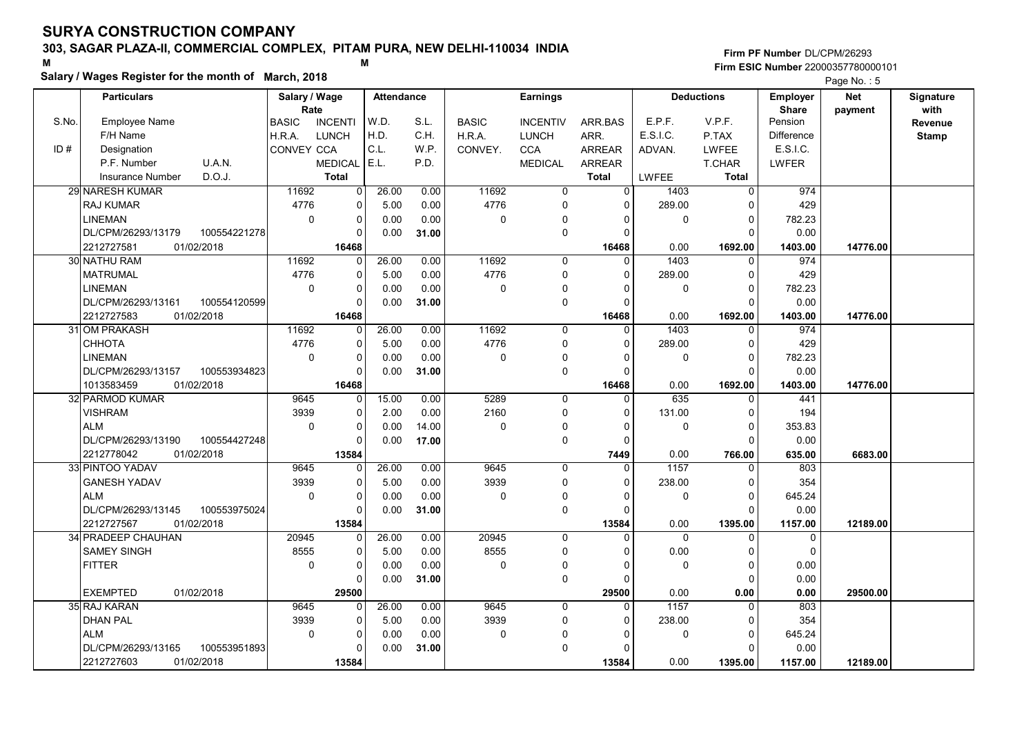# SURYA CONSTRUCTION COMPANY

## 303, SAGAR PLAZA-II, COMMERCIAL COMPLEX, PITAM PURA, NEW DELHI-110034 INDIA

**Salary / Wages Register for the month of March, 2018**

Firm PF Number DL/CPM/26293
Firm ESIC Number 22000357780000101

| S.No. | Particulars: Employee Name / F/H Name / Designation / P.F. Number, U.A.N. / Insurance Number, D.O.J. | Salary / Wage Rate: BASIC, INCENTI / H.R.A., LUNCH / CONVEY, CCA / MEDICAL / Total | Attendance: W.D., S.L. / H.D., C.H. / C.L., W.P. / E.L., P.D. | Earnings: BASIC / H.R.A. / CONVEY. | Earnings: INCENTIV / LUNCH / CCA / MEDICAL | Earnings: ARR.BAS / ARR. / ARREAR / ARREAR / Total | Deductions: E.P.F. / E.S.I.C. / ADVAN. / LWFEE | Deductions: V.P.F. / P.TAX / LWFEE / T.CHAR / Total | Employer Share: Pension / Difference / E.S.I.C. / LWFER | Net payment | Signature with Revenue Stamp |
|---|---|---|---|---|---|---|---|---|---|---|---|
| 29 | NARESH KUMAR / RAJ KUMAR / LINEMAN / DL/CPM/26293/13179, 100554221278 / 2212727581, 01/02/2018 | 11692, 0 / 4776, 0 / 0, 0 / 0 / 16468 | 26.00, 0.00 / 5.00, 0.00 / 0.00, 0.00 / 0.00, 31.00 | 11692 / 4776 / 0 | 0 / 0 / 0 / 0 | 0 / 0 / 0 / 0 / 16468 | 1403 / 289.00 / 0 / 0.00 | 0 / 0 / 0 / 0 / 1692.00 | 974 / 429 / 782.23 / 0.00 / 1403.00 | 14776.00 | |
| 30 | NATHU RAM / MATRUMAL / LINEMAN / DL/CPM/26293/13161, 100554120599 / 2212727583, 01/02/2018 | 11692, 0 / 4776, 0 / 0, 0 / 0 / 16468 | 26.00, 0.00 / 5.00, 0.00 / 0.00, 0.00 / 0.00, 31.00 | 11692 / 4776 / 0 | 0 / 0 / 0 / 0 | 0 / 0 / 0 / 0 / 16468 | 1403 / 289.00 / 0 / 0.00 | 0 / 0 / 0 / 0 / 1692.00 | 974 / 429 / 782.23 / 0.00 / 1403.00 | 14776.00 | |
| 31 | OM PRAKASH / CHHOTA / LINEMAN / DL/CPM/26293/13157, 100553934823 / 1013583459, 01/02/2018 | 11692, 0 / 4776, 0 / 0, 0 / 0 / 16468 | 26.00, 0.00 / 5.00, 0.00 / 0.00, 0.00 / 0.00, 31.00 | 11692 / 4776 / 0 | 0 / 0 / 0 / 0 | 0 / 0 / 0 / 0 / 16468 | 1403 / 289.00 / 0 / 0.00 | 0 / 0 / 0 / 0 / 1692.00 | 974 / 429 / 782.23 / 0.00 / 1403.00 | 14776.00 | |
| 32 | PARMOD KUMAR / VISHRAM / ALM / DL/CPM/26293/13190, 100554427248 / 2212778042, 01/02/2018 | 9645, 0 / 3939, 0 / 0, 0 / 0 / 13584 | 15.00, 0.00 / 2.00, 0.00 / 0.00, 14.00 / 0.00, 17.00 | 5289 / 2160 / 0 | 0 / 0 / 0 / 0 | 0 / 0 / 0 / 0 / 7449 | 635 / 131.00 / 0 / 0.00 | 0 / 0 / 0 / 0 / 766.00 | 441 / 194 / 353.83 / 0.00 / 635.00 | 6683.00 | |
| 33 | PINTOO YADAV / GANESH YADAV / ALM / DL/CPM/26293/13145, 100553975024 / 2212727567, 01/02/2018 | 9645, 0 / 3939, 0 / 0, 0 / 0 / 13584 | 26.00, 0.00 / 5.00, 0.00 / 0.00, 0.00 / 0.00, 31.00 | 9645 / 3939 / 0 | 0 / 0 / 0 / 0 | 0 / 0 / 0 / 0 / 13584 | 1157 / 238.00 / 0 / 0.00 | 0 / 0 / 0 / 0 / 1395.00 | 803 / 354 / 645.24 / 0.00 / 1157.00 | 12189.00 | |
| 34 | PRADEEP CHAUHAN / SAMEY SINGH / FITTER / / EXEMPTED, 01/02/2018 | 20945, 0 / 8555, 0 / 0, 0 / 0 / 29500 | 26.00, 0.00 / 5.00, 0.00 / 0.00, 0.00 / 0.00, 31.00 | 20945 / 8555 / 0 | 0 / 0 / 0 / 0 | 0 / 0 / 0 / 0 / 29500 | 0 / 0.00 / 0 / 0.00 | 0 / 0 / 0 / 0 / 0.00 | 0 / 0 / 0.00 / 0.00 / 0.00 | 29500.00 | |
| 35 | RAJ KARAN / DHAN PAL / ALM / DL/CPM/26293/13165, 100553951893 / 2212727603, 01/02/2018 | 9645, 0 / 3939, 0 / 0, 0 / 0 / 13584 | 26.00, 0.00 / 5.00, 0.00 / 0.00, 0.00 / 0.00, 31.00 | 9645 / 3939 / 0 | 0 / 0 / 0 / 0 | 0 / 0 / 0 / 0 / 13584 | 1157 / 238.00 / 0 / 0.00 | 0 / 0 / 0 / 0 / 1395.00 | 803 / 354 / 645.24 / 0.00 / 1157.00 | 12189.00 | |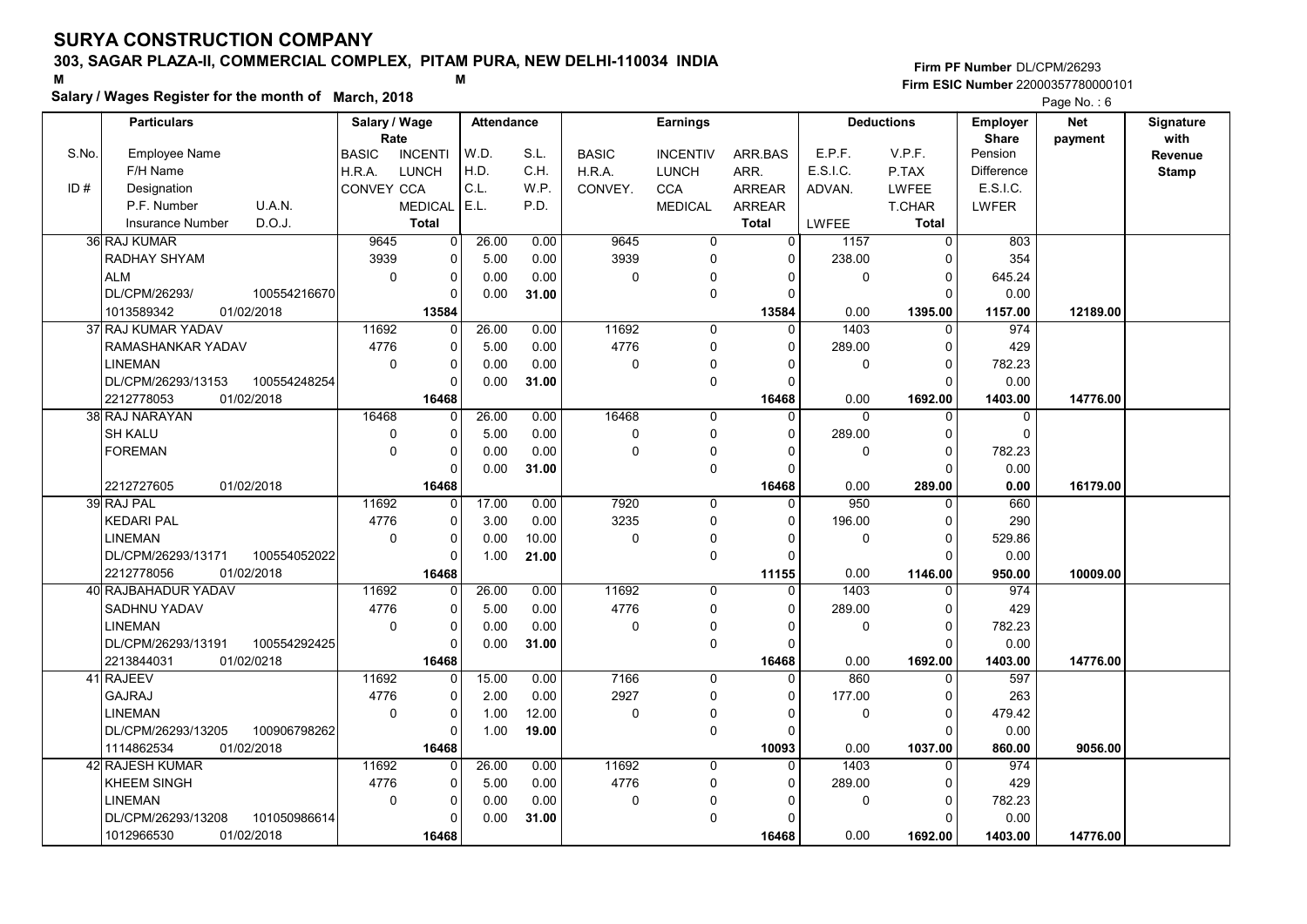# SURYA CONSTRUCTION COMPANY

**303, SAGAR PLAZA-II, COMMERCIAL COMPLEX, PITAM PURA, NEW DELHI-110034 INDIA**

M M

**Salary / Wages Register for the month of March, 2018**

**Firm PF Number** DL/CPM/26293

**Firm ESIC Number** 22000357780000101

Page No. : 6

| S.No. / ID # | Particulars: Employee Name / F/H Name / Designation / P.F. Number / U.A.N. / Insurance Number / D.O.J. | Salary / Wage Rate: BASIC / H.R.A. / CONVEY | Salary / Wage Rate: INCENTI / LUNCH / CCA / MEDICAL / Total | Attendance: W.D. / H.D. / C.L. / E.L. | Attendance: S.L. / C.H. / W.P. / P.D. | Earnings: BASIC / H.R.A. / CONVEY. | Earnings: INCENTIV / LUNCH / CCA / MEDICAL | Earnings: ARR.BAS / ARR. / ARREAR / ARREAR / Total | Deductions: E.P.F. / E.S.I.C. / ADVAN. / LWFEE | Deductions: V.P.F. / P.TAX / LWFEE / T.CHAR / Total | Employer Share: Pension / Difference / E.S.I.C. / LWFER | Net payment | Signature with Revenue Stamp |
|---|---|---|---|---|---|---|---|---|---|---|---|---|---|
| 36 | RAJ KUMAR<br>RADHAY SHYAM<br>ALM<br>DL/CPM/26293/ 100554216670<br>1013589342 01/02/2018 | 9645<br>3939<br>0 | 0<br>0<br>0<br>0<br>13584 | 26.00<br>5.00<br>0.00<br>0.00 | 0.00<br>0.00<br>0.00<br>31.00 | 9645<br>3939<br>0 | 0<br>0<br>0<br>0 | 0<br>0<br>0<br>0<br>13584 | 1157<br>238.00<br>0<br>0.00 | 0<br>0<br>0<br>0<br>1395.00 | 803<br>354<br>645.24<br>0.00<br>1157.00 | 12189.00 | |
| 37 | RAJ KUMAR YADAV<br>RAMASHANKAR YADAV<br>LINEMAN<br>DL/CPM/26293/13153 100554248254<br>2212778053 01/02/2018 | 11692<br>4776<br>0 | 0<br>0<br>0<br>0<br>16468 | 26.00<br>5.00<br>0.00<br>0.00 | 0.00<br>0.00<br>0.00<br>31.00 | 11692<br>4776<br>0 | 0<br>0<br>0<br>0 | 0<br>0<br>0<br>0<br>16468 | 1403<br>289.00<br>0<br>0.00 | 0<br>0<br>0<br>0<br>1692.00 | 974<br>429<br>782.23<br>0.00<br>1403.00 | 14776.00 | |
| 38 | RAJ NARAYAN<br>SH KALU<br>FOREMAN<br><br>2212727605 01/02/2018 | 16468<br>0<br>0 | 0<br>0<br>0<br>0<br>16468 | 26.00<br>5.00<br>0.00<br>0.00 | 0.00<br>0.00<br>0.00<br>31.00 | 16468<br>0<br>0 | 0<br>0<br>0<br>0 | 0<br>0<br>0<br>0<br>16468 | 0<br>289.00<br>0<br>0.00 | 0<br>0<br>0<br>0<br>289.00 | 0<br>0<br>782.23<br>0.00<br>0.00 | 16179.00 | |
| 39 | RAJ PAL<br>KEDARI PAL<br>LINEMAN<br>DL/CPM/26293/13171 100554052022<br>2212778056 01/02/2018 | 11692<br>4776<br>0 | 0<br>0<br>0<br>0<br>16468 | 17.00<br>3.00<br>0.00<br>1.00 | 0.00<br>0.00<br>10.00<br>21.00 | 7920<br>3235<br>0 | 0<br>0<br>0<br>0 | 0<br>0<br>0<br>0<br>11155 | 950<br>196.00<br>0<br>0.00 | 0<br>0<br>0<br>0<br>1146.00 | 660<br>290<br>529.86<br>0.00<br>950.00 | 10009.00 | |
| 40 | RAJBAHADUR YADAV<br>SADHNU YADAV<br>LINEMAN<br>DL/CPM/26293/13191 100554292425<br>2213844031 01/02/0218 | 11692<br>4776<br>0 | 0<br>0<br>0<br>0<br>16468 | 26.00<br>5.00<br>0.00<br>0.00 | 0.00<br>0.00<br>0.00<br>31.00 | 11692<br>4776<br>0 | 0<br>0<br>0<br>0 | 0<br>0<br>0<br>0<br>16468 | 1403<br>289.00<br>0<br>0.00 | 0<br>0<br>0<br>0<br>1692.00 | 974<br>429<br>782.23<br>0.00<br>1403.00 | 14776.00 | |
| 41 | RAJEEV<br>GAJRAJ<br>LINEMAN<br>DL/CPM/26293/13205 100906798262<br>1114862534 01/02/2018 | 11692<br>4776<br>0 | 0<br>0<br>0<br>0<br>16468 | 15.00<br>2.00<br>1.00<br>1.00 | 0.00<br>0.00<br>12.00<br>19.00 | 7166<br>2927<br>0 | 0<br>0<br>0<br>0 | 0<br>0<br>0<br>0<br>10093 | 860<br>177.00<br>0<br>0.00 | 0<br>0<br>0<br>0<br>1037.00 | 597<br>263<br>479.42<br>0.00<br>860.00 | 9056.00 | |
| 42 | RAJESH KUMAR<br>KHEEM SINGH<br>LINEMAN<br>DL/CPM/26293/13208 101050986614<br>1012966530 01/02/2018 | 11692<br>4776<br>0 | 0<br>0<br>0<br>0<br>16468 | 26.00<br>5.00<br>0.00<br>0.00 | 0.00<br>0.00<br>0.00<br>31.00 | 11692<br>4776<br>0 | 0<br>0<br>0<br>0 | 0<br>0<br>0<br>0<br>16468 | 1403<br>289.00<br>0<br>0.00 | 0<br>0<br>0<br>0<br>1692.00 | 974<br>429<br>782.23<br>0.00<br>1403.00 | 14776.00 | |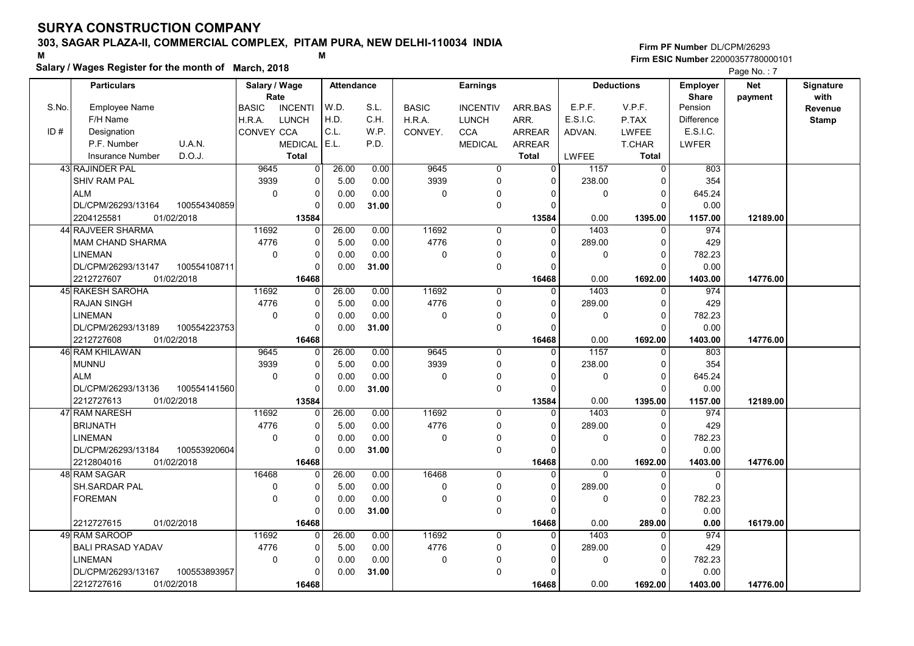# SURYA CONSTRUCTION COMPANY

## 303, SAGAR PLAZA-II, COMMERCIAL COMPLEX, PITAM PURA, NEW DELHI-110034 INDIA

**Salary / Wages Register for the month of March, 2018**

Firm PF Number DL/CPM/26293
Firm ESIC Number 22000357780000101

| S.No. / ID # | Employee Name / F/H Name / Designation / P.F. Number / U.A.N. / Insurance Number / D.O.J. | Salary / Wage Rate: BASIC / H.R.A. / CONVEY | INCENTI / LUNCH / CCA / MEDICAL / Total | Attendance: W.D. / H.D. / C.L. / E.L. | S.L. / C.H. / W.P. / P.D. | Earnings: BASIC / H.R.A. / CONVEY. | INCENTIV / LUNCH / CCA / MEDICAL | ARR.BAS / ARR. / ARREAR / ARREAR / Total | Deductions: E.P.F. / E.S.I.C. / ADVAN. / LWFEE | V.P.F. / P.TAX / LWFEE / T.CHAR / Total | Employer Share: Pension / Difference / E.S.I.C. / LWFER | Net payment | Signature with Revenue Stamp |
|---|---|---|---|---|---|---|---|---|---|---|---|---|---|
| 43 | RAJINDER PAL | 9645 | 0 | 26.00 | 0.00 | 9645 | 0 | 0 | 1157 | 0 | 803 | | |
| | SHIV RAM PAL | 3939 | 0 | 5.00 | 0.00 | 3939 | 0 | 0 | 238.00 | 0 | 354 | | |
| | ALM | 0 | 0 | 0.00 | 0.00 | 0 | 0 | 0 | 0 | 0 | 645.24 | | |
| | DL/CPM/26293/13164 100554340859 | | 0 | 0.00 | 31.00 | | 0 | 0 | | 0 | 0.00 | | |
| | 2204125581 01/02/2018 | | 13584 | | | | | 13584 | 0.00 | 1395.00 | 1157.00 | 12189.00 | |
| 44 | RAJVEER SHARMA | 11692 | 0 | 26.00 | 0.00 | 11692 | 0 | 0 | 1403 | 0 | 974 | | |
| | MAM CHAND SHARMA | 4776 | 0 | 5.00 | 0.00 | 4776 | 0 | 0 | 289.00 | 0 | 429 | | |
| | LINEMAN | 0 | 0 | 0.00 | 0.00 | 0 | 0 | 0 | 0 | 0 | 782.23 | | |
| | DL/CPM/26293/13147 100554108711 | | 0 | 0.00 | 31.00 | | 0 | 0 | | 0 | 0.00 | | |
| | 2212727607 01/02/2018 | | 16468 | | | | | 16468 | 0.00 | 1692.00 | 1403.00 | 14776.00 | |
| 45 | RAKESH SAROHA | 11692 | 0 | 26.00 | 0.00 | 11692 | 0 | 0 | 1403 | 0 | 974 | | |
| | RAJAN SINGH | 4776 | 0 | 5.00 | 0.00 | 4776 | 0 | 0 | 289.00 | 0 | 429 | | |
| | LINEMAN | 0 | 0 | 0.00 | 0.00 | 0 | 0 | 0 | 0 | 0 | 782.23 | | |
| | DL/CPM/26293/13189 100554223753 | | 0 | 0.00 | 31.00 | | 0 | 0 | | 0 | 0.00 | | |
| | 2212727608 01/02/2018 | | 16468 | | | | | 16468 | 0.00 | 1692.00 | 1403.00 | 14776.00 | |
| 46 | RAM KHILAWAN | 9645 | 0 | 26.00 | 0.00 | 9645 | 0 | 0 | 1157 | 0 | 803 | | |
| | MUNNU | 3939 | 0 | 5.00 | 0.00 | 3939 | 0 | 0 | 238.00 | 0 | 354 | | |
| | ALM | 0 | 0 | 0.00 | 0.00 | 0 | 0 | 0 | 0 | 0 | 645.24 | | |
| | DL/CPM/26293/13136 100554141560 | | 0 | 0.00 | 31.00 | | 0 | 0 | | 0 | 0.00 | | |
| | 2212727613 01/02/2018 | | 13584 | | | | | 13584 | 0.00 | 1395.00 | 1157.00 | 12189.00 | |
| 47 | RAM NARESH | 11692 | 0 | 26.00 | 0.00 | 11692 | 0 | 0 | 1403 | 0 | 974 | | |
| | BRIJNATH | 4776 | 0 | 5.00 | 0.00 | 4776 | 0 | 0 | 289.00 | 0 | 429 | | |
| | LINEMAN | 0 | 0 | 0.00 | 0.00 | 0 | 0 | 0 | 0 | 0 | 782.23 | | |
| | DL/CPM/26293/13184 100553920604 | | 0 | 0.00 | 31.00 | | 0 | 0 | | 0 | 0.00 | | |
| | 2212804016 01/02/2018 | | 16468 | | | | | 16468 | 0.00 | 1692.00 | 1403.00 | 14776.00 | |
| 48 | RAM SAGAR | 16468 | 0 | 26.00 | 0.00 | 16468 | 0 | 0 | 0 | 0 | 0 | | |
| | SH.SARDAR PAL | 0 | 0 | 5.00 | 0.00 | 0 | 0 | 0 | 289.00 | 0 | 0 | | |
| | FOREMAN | 0 | 0 | 0.00 | 0.00 | 0 | 0 | 0 | 0 | 0 | 782.23 | | |
| | | | 0 | 0.00 | 31.00 | | 0 | 0 | | 0 | 0.00 | | |
| | 2212727615 01/02/2018 | | 16468 | | | | | 16468 | 0.00 | 289.00 | 0.00 | 16179.00 | |
| 49 | RAM SAROOP | 11692 | 0 | 26.00 | 0.00 | 11692 | 0 | 0 | 1403 | 0 | 974 | | |
| | BALI PRASAD YADAV | 4776 | 0 | 5.00 | 0.00 | 4776 | 0 | 0 | 289.00 | 0 | 429 | | |
| | LINEMAN | 0 | 0 | 0.00 | 0.00 | 0 | 0 | 0 | 0 | 0 | 782.23 | | |
| | DL/CPM/26293/13167 100553893957 | | 0 | 0.00 | 31.00 | | 0 | 0 | | 0 | 0.00 | | |
| | 2212727616 01/02/2018 | | 16468 | | | | | 16468 | 0.00 | 1692.00 | 1403.00 | 14776.00 | |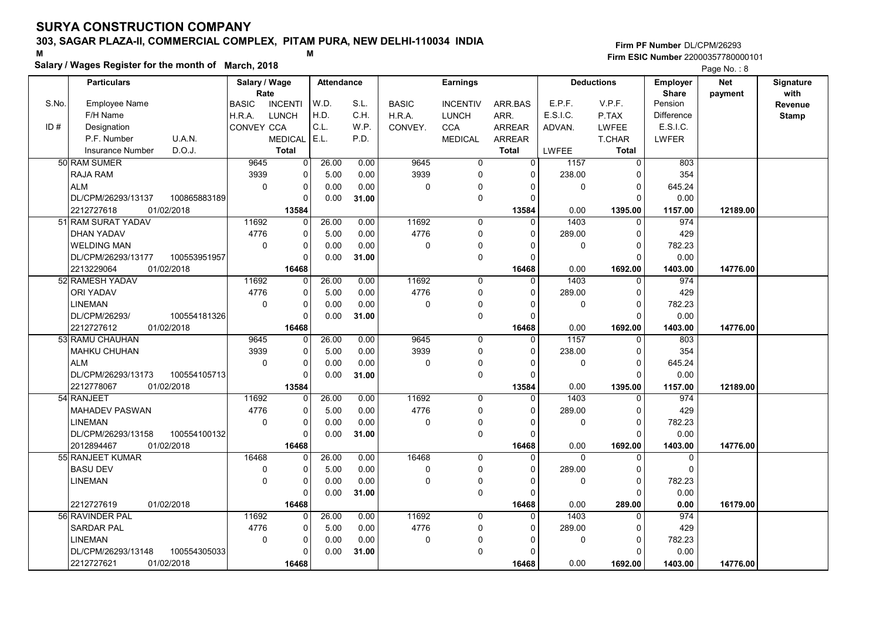# SURYA CONSTRUCTION COMPANY

**303, SAGAR PLAZA-II, COMMERCIAL COMPLEX, PITAM PURA, NEW DELHI-110034 INDIA**

M M

**Salary / Wages Register for the month of March, 2018**

Firm PF Number DL/CPM/26293
Firm ESIC Number 22000357780000101

Page No. : 8

| S.No. / ID # | Employee Name / F/H Name / Designation / P.F. Number / U.A.N. / Insurance Number / D.O.J. | Salary / Wage Rate: BASIC / H.R.A. / CONVEY | INCENTI / LUNCH / CCA / MEDICAL / Total | Attendance: W.D. / H.D. / C.L. / E.L. | S.L. / C.H. / W.P. / P.D. | Earnings: BASIC / H.R.A. / CONVEY. | INCENTIV / LUNCH / CCA / MEDICAL | ARR.BAS / ARR. / ARREAR / ARREAR / Total | Deductions: E.P.F. / E.S.I.C. / ADVAN. / LWFEE | V.P.F. / P.TAX / LWFEE / T.CHAR / Total | Employer Share: Pension / Difference / E.S.I.C. / LWFER | Net payment | Signature with Revenue Stamp |
|---|---|---|---|---|---|---|---|---|---|---|---|---|---|
| 50 | RAM SUMER | 9645 | 0 | 26.00 | 0.00 | 9645 | 0 | 0 | 1157 | 0 | 803 | | |
| | RAJA RAM | 3939 | 0 | 5.00 | 0.00 | 3939 | 0 | 0 | 238.00 | 0 | 354 | | |
| | ALM | 0 | 0 | 0.00 | 0.00 | 0 | 0 | 0 | 0 | 0 | 645.24 | | |
| | DL/CPM/26293/13137 100865883189 | | 0 | 0.00 | 31.00 | | 0 | 0 | | 0 | 0.00 | | |
| | 2212727618 01/02/2018 | | 13584 | | | | | 13584 | 0.00 | 1395.00 | 1157.00 | 12189.00 | |
| 51 | RAM SURAT YADAV | 11692 | 0 | 26.00 | 0.00 | 11692 | 0 | 0 | 1403 | 0 | 974 | | |
| | DHAN YADAV | 4776 | 0 | 5.00 | 0.00 | 4776 | 0 | 0 | 289.00 | 0 | 429 | | |
| | WELDING MAN | 0 | 0 | 0.00 | 0.00 | 0 | 0 | 0 | 0 | 0 | 782.23 | | |
| | DL/CPM/26293/13177 100553951957 | | 0 | 0.00 | 31.00 | | 0 | 0 | | 0 | 0.00 | | |
| | 2213229064 01/02/2018 | | 16468 | | | | | 16468 | 0.00 | 1692.00 | 1403.00 | 14776.00 | |
| 52 | RAMESH YADAV | 11692 | 0 | 26.00 | 0.00 | 11692 | 0 | 0 | 1403 | 0 | 974 | | |
| | ORI YADAV | 4776 | 0 | 5.00 | 0.00 | 4776 | 0 | 0 | 289.00 | 0 | 429 | | |
| | LINEMAN | 0 | 0 | 0.00 | 0.00 | 0 | 0 | 0 | 0 | 0 | 782.23 | | |
| | DL/CPM/26293/ 100554181326 | | 0 | 0.00 | 31.00 | | 0 | 0 | | 0 | 0.00 | | |
| | 2212727612 01/02/2018 | | 16468 | | | | | 16468 | 0.00 | 1692.00 | 1403.00 | 14776.00 | |
| 53 | RAMU CHAUHAN | 9645 | 0 | 26.00 | 0.00 | 9645 | 0 | 0 | 1157 | 0 | 803 | | |
| | MAHKU CHUHAN | 3939 | 0 | 5.00 | 0.00 | 3939 | 0 | 0 | 238.00 | 0 | 354 | | |
| | ALM | 0 | 0 | 0.00 | 0.00 | 0 | 0 | 0 | 0 | 0 | 645.24 | | |
| | DL/CPM/26293/13173 100554105713 | | 0 | 0.00 | 31.00 | | 0 | 0 | | 0 | 0.00 | | |
| | 2212778067 01/02/2018 | | 13584 | | | | | 13584 | 0.00 | 1395.00 | 1157.00 | 12189.00 | |
| 54 | RANJEET | 11692 | 0 | 26.00 | 0.00 | 11692 | 0 | 0 | 1403 | 0 | 974 | | |
| | MAHADEV PASWAN | 4776 | 0 | 5.00 | 0.00 | 4776 | 0 | 0 | 289.00 | 0 | 429 | | |
| | LINEMAN | 0 | 0 | 0.00 | 0.00 | 0 | 0 | 0 | 0 | 0 | 782.23 | | |
| | DL/CPM/26293/13158 100554100132 | | 0 | 0.00 | 31.00 | | 0 | 0 | | 0 | 0.00 | | |
| | 2012894467 01/02/2018 | | 16468 | | | | | 16468 | 0.00 | 1692.00 | 1403.00 | 14776.00 | |
| 55 | RANJEET KUMAR | 16468 | 0 | 26.00 | 0.00 | 16468 | 0 | 0 | 0 | 0 | 0 | | |
| | BASU DEV | 0 | 0 | 5.00 | 0.00 | 0 | 0 | 0 | 289.00 | 0 | 0 | | |
| | LINEMAN | 0 | 0 | 0.00 | 0.00 | 0 | 0 | 0 | 0 | 0 | 782.23 | | |
| | | | 0 | 0.00 | 31.00 | | 0 | 0 | | 0 | 0.00 | | |
| | 2212727619 01/02/2018 | | 16468 | | | | | 16468 | 0.00 | 289.00 | 0.00 | 16179.00 | |
| 56 | RAVINDER PAL | 11692 | 0 | 26.00 | 0.00 | 11692 | 0 | 0 | 1403 | 0 | 974 | | |
| | SARDAR PAL | 4776 | 0 | 5.00 | 0.00 | 4776 | 0 | 0 | 289.00 | 0 | 429 | | |
| | LINEMAN | 0 | 0 | 0.00 | 0.00 | 0 | 0 | 0 | 0 | 0 | 782.23 | | |
| | DL/CPM/26293/13148 100554305033 | | 0 | 0.00 | 31.00 | | 0 | 0 | | 0 | 0.00 | | |
| | 2212727621 01/02/2018 | | 16468 | | | | | 16468 | 0.00 | 1692.00 | 1403.00 | 14776.00 | |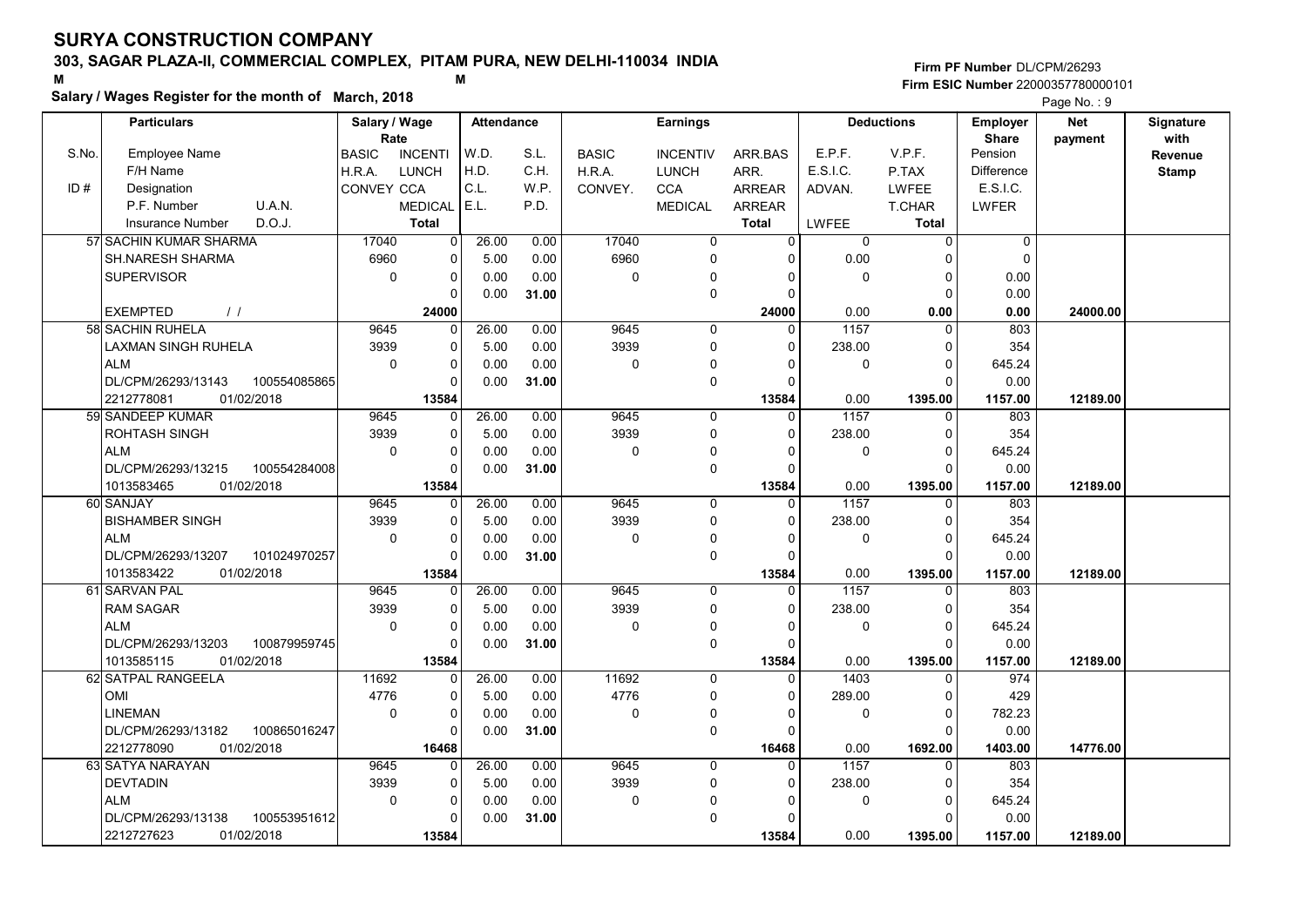# SURYA CONSTRUCTION COMPANY

**303, SAGAR PLAZA-II, COMMERCIAL COMPLEX, PITAM PURA, NEW DELHI-110034 INDIA**

M M

**Firm PF Number** DL/CPM/26293
**Firm ESIC Number** 22000357780000101

**Salary / Wages Register for the month of March, 2018**

| S.No. / ID # | Particulars: Employee Name / F/H Name / Designation / P.F. Number, U.A.N. / Insurance Number, D.O.J. | Salary / Wage Rate: BASIC / H.R.A. / CONVEY | INCENTI / LUNCH / CCA / MEDICAL / Total | Attendance: W.D. / H.D. / C.L. / E.L. | S.L. / C.H. / W.P. / P.D. | Earnings: BASIC / H.R.A. / CONVEY. | INCENTIV / LUNCH / CCA / MEDICAL | ARR.BAS / ARR. / ARREAR / ARREAR / Total | Deductions: E.P.F. / E.S.I.C. / ADVAN. / LWFEE | V.P.F. / P.TAX / LWFEE / T.CHAR / Total | Employer Share: Pension / Difference / E.S.I.C. / LWFER | Net payment | Signature with Revenue Stamp |
|---|---|---|---|---|---|---|---|---|---|---|---|---|---|
| 57 | SACHIN KUMAR SHARMA | 17040 | 0 | 26.00 | 0.00 | 17040 | 0 | 0 | 0 | 0 | 0 | | |
| | SH.NARESH SHARMA | 6960 | 0 | 5.00 | 0.00 | 6960 | 0 | 0 | 0.00 | 0 | 0 | | |
| | SUPERVISOR | 0 | 0 | 0.00 | 0.00 | 0 | 0 | 0 | 0 | 0 | 0.00 | | |
| | | | 0 | 0.00 | 31.00 | | 0 | 0 | | 0 | 0.00 | | |
| | EXEMPTED / / | | 24000 | | | | | 24000 | 0.00 | 0.00 | 0.00 | 24000.00 | |
| 58 | SACHIN RUHELA | 9645 | 0 | 26.00 | 0.00 | 9645 | 0 | 0 | 1157 | 0 | 803 | | |
| | LAXMAN SINGH RUHELA | 3939 | 0 | 5.00 | 0.00 | 3939 | 0 | 0 | 238.00 | 0 | 354 | | |
| | ALM | 0 | 0 | 0.00 | 0.00 | 0 | 0 | 0 | 0 | 0 | 645.24 | | |
| | DL/CPM/26293/13143 100554085865 | | 0 | 0.00 | 31.00 | | 0 | 0 | | 0 | 0.00 | | |
| | 2212778081 01/02/2018 | | 13584 | | | | | 13584 | 0.00 | 1395.00 | 1157.00 | 12189.00 | |
| 59 | SANDEEP KUMAR | 9645 | 0 | 26.00 | 0.00 | 9645 | 0 | 0 | 1157 | 0 | 803 | | |
| | ROHTASH SINGH | 3939 | 0 | 5.00 | 0.00 | 3939 | 0 | 0 | 238.00 | 0 | 354 | | |
| | ALM | 0 | 0 | 0.00 | 0.00 | 0 | 0 | 0 | 0 | 0 | 645.24 | | |
| | DL/CPM/26293/13215 100554284008 | | 0 | 0.00 | 31.00 | | 0 | 0 | | 0 | 0.00 | | |
| | 1013583465 01/02/2018 | | 13584 | | | | | 13584 | 0.00 | 1395.00 | 1157.00 | 12189.00 | |
| 60 | SANJAY | 9645 | 0 | 26.00 | 0.00 | 9645 | 0 | 0 | 1157 | 0 | 803 | | |
| | BISHAMBER SINGH | 3939 | 0 | 5.00 | 0.00 | 3939 | 0 | 0 | 238.00 | 0 | 354 | | |
| | ALM | 0 | 0 | 0.00 | 0.00 | 0 | 0 | 0 | 0 | 0 | 645.24 | | |
| | DL/CPM/26293/13207 101024970257 | | 0 | 0.00 | 31.00 | | 0 | 0 | | 0 | 0.00 | | |
| | 1013583422 01/02/2018 | | 13584 | | | | | 13584 | 0.00 | 1395.00 | 1157.00 | 12189.00 | |
| 61 | SARVAN PAL | 9645 | 0 | 26.00 | 0.00 | 9645 | 0 | 0 | 1157 | 0 | 803 | | |
| | RAM SAGAR | 3939 | 0 | 5.00 | 0.00 | 3939 | 0 | 0 | 238.00 | 0 | 354 | | |
| | ALM | 0 | 0 | 0.00 | 0.00 | 0 | 0 | 0 | 0 | 0 | 645.24 | | |
| | DL/CPM/26293/13203 100879959745 | | 0 | 0.00 | 31.00 | | 0 | 0 | | 0 | 0.00 | | |
| | 1013585115 01/02/2018 | | 13584 | | | | | 13584 | 0.00 | 1395.00 | 1157.00 | 12189.00 | |
| 62 | SATPAL RANGEELA | 11692 | 0 | 26.00 | 0.00 | 11692 | 0 | 0 | 1403 | 0 | 974 | | |
| | OMI | 4776 | 0 | 5.00 | 0.00 | 4776 | 0 | 0 | 289.00 | 0 | 429 | | |
| | LINEMAN | 0 | 0 | 0.00 | 0.00 | 0 | 0 | 0 | 0 | 0 | 782.23 | | |
| | DL/CPM/26293/13182 100865016247 | | 0 | 0.00 | 31.00 | | 0 | 0 | | 0 | 0.00 | | |
| | 2212778090 01/02/2018 | | 16468 | | | | | 16468 | 0.00 | 1692.00 | 1403.00 | 14776.00 | |
| 63 | SATYA NARAYAN | 9645 | 0 | 26.00 | 0.00 | 9645 | 0 | 0 | 1157 | 0 | 803 | | |
| | DEVTADIN | 3939 | 0 | 5.00 | 0.00 | 3939 | 0 | 0 | 238.00 | 0 | 354 | | |
| | ALM | 0 | 0 | 0.00 | 0.00 | 0 | 0 | 0 | 0 | 0 | 645.24 | | |
| | DL/CPM/26293/13138 100553951612 | | 0 | 0.00 | 31.00 | | 0 | 0 | | 0 | 0.00 | | |
| | 2212727623 01/02/2018 | | 13584 | | | | | 13584 | 0.00 | 1395.00 | 1157.00 | 12189.00 | |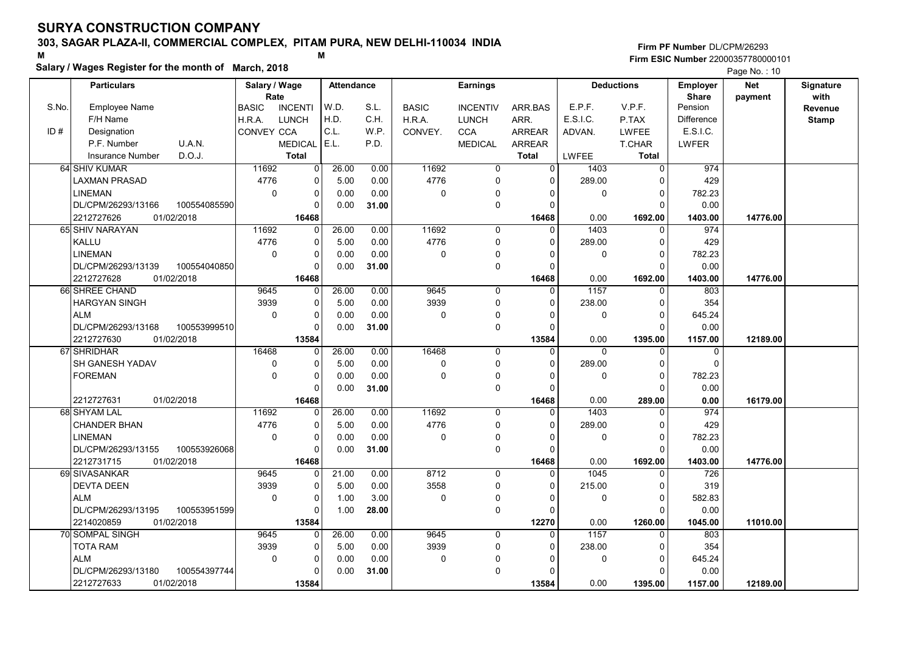# SURYA CONSTRUCTION COMPANY

## 303, SAGAR PLAZA-II, COMMERCIAL COMPLEX, PITAM PURA, NEW DELHI-110034 INDIA

M M

**Salary / Wages Register for the month of March, 2018**

Firm PF Number DL/CPM/26293
Firm ESIC Number 22000357780000101

Page No. : 10

| S.No. / ID # | Particulars: Employee Name / F/H Name / Designation / P.F. Number, U.A.N. / Insurance Number, D.O.J. | Salary / Wage Rate: BASIC / H.R.A. / CONVEY | Salary / Wage Rate: INCENTI / LUNCH / CCA / MEDICAL / Total | Attendance: W.D. / H.D. / C.L. / E.L. | Attendance: S.L. / C.H. / W.P. / P.D. | Earnings: BASIC / H.R.A. / CONVEY. | Earnings: INCENTIV / LUNCH / CCA / MEDICAL | Earnings: ARR.BAS / ARR. / ARREAR / ARREAR / Total | Deductions: E.P.F. / E.S.I.C. / ADVAN. / LWFEE | Deductions: V.P.F. / P.TAX / LWFEE / T.CHAR / Total | Employer Share: Pension / Difference / E.S.I.C. / LWFER | Net payment | Signature with Revenue Stamp |
|---|---|---|---|---|---|---|---|---|---|---|---|---|---|
| 64 | SHIV KUMAR | 11692 | 0 | 26.00 | 0.00 | 11692 | 0 | 0 | 1403 | 0 | 974 | | |
| | LAXMAN PRASAD | 4776 | 0 | 5.00 | 0.00 | 4776 | 0 | 0 | 289.00 | 0 | 429 | | |
| | LINEMAN | 0 | 0 | 0.00 | 0.00 | 0 | 0 | 0 | 0 | 0 | 782.23 | | |
| | DL/CPM/26293/13166 100554085590 | | 0 | 0.00 | 31.00 | | 0 | 0 | | 0 | 0.00 | | |
| | 2212727626 01/02/2018 | | 16468 | | | | | 16468 | 0.00 | 1692.00 | 1403.00 | 14776.00 | |
| 65 | SHIV NARAYAN | 11692 | 0 | 26.00 | 0.00 | 11692 | 0 | 0 | 1403 | 0 | 974 | | |
| | KALLU | 4776 | 0 | 5.00 | 0.00 | 4776 | 0 | 0 | 289.00 | 0 | 429 | | |
| | LINEMAN | 0 | 0 | 0.00 | 0.00 | 0 | 0 | 0 | 0 | 0 | 782.23 | | |
| | DL/CPM/26293/13139 100554040850 | | 0 | 0.00 | 31.00 | | 0 | 0 | | 0 | 0.00 | | |
| | 2212727628 01/02/2018 | | 16468 | | | | | 16468 | 0.00 | 1692.00 | 1403.00 | 14776.00 | |
| 66 | SHREE CHAND | 9645 | 0 | 26.00 | 0.00 | 9645 | 0 | 0 | 1157 | 0 | 803 | | |
| | HARGYAN SINGH | 3939 | 0 | 5.00 | 0.00 | 3939 | 0 | 0 | 238.00 | 0 | 354 | | |
| | ALM | 0 | 0 | 0.00 | 0.00 | 0 | 0 | 0 | 0 | 0 | 645.24 | | |
| | DL/CPM/26293/13168 100553999510 | | 0 | 0.00 | 31.00 | | 0 | 0 | | 0 | 0.00 | | |
| | 2212727630 01/02/2018 | | 13584 | | | | | 13584 | 0.00 | 1395.00 | 1157.00 | 12189.00 | |
| 67 | SHRIDHAR | 16468 | 0 | 26.00 | 0.00 | 16468 | 0 | 0 | 0 | 0 | 0 | | |
| | SH GANESH YADAV | 0 | 0 | 5.00 | 0.00 | 0 | 0 | 0 | 289.00 | 0 | 0 | | |
| | FOREMAN | 0 | 0 | 0.00 | 0.00 | 0 | 0 | 0 | 0 | 0 | 782.23 | | |
| | | | 0 | 0.00 | 31.00 | | 0 | 0 | | 0 | 0.00 | | |
| | 2212727631 01/02/2018 | | 16468 | | | | | 16468 | 0.00 | 289.00 | 0.00 | 16179.00 | |
| 68 | SHYAM LAL | 11692 | 0 | 26.00 | 0.00 | 11692 | 0 | 0 | 1403 | 0 | 974 | | |
| | CHANDER BHAN | 4776 | 0 | 5.00 | 0.00 | 4776 | 0 | 0 | 289.00 | 0 | 429 | | |
| | LINEMAN | 0 | 0 | 0.00 | 0.00 | 0 | 0 | 0 | 0 | 0 | 782.23 | | |
| | DL/CPM/26293/13155 100553926068 | | 0 | 0.00 | 31.00 | | 0 | 0 | | 0 | 0.00 | | |
| | 2212731715 01/02/2018 | | 16468 | | | | | 16468 | 0.00 | 1692.00 | 1403.00 | 14776.00 | |
| 69 | SIVASANKAR | 9645 | 0 | 21.00 | 0.00 | 8712 | 0 | 0 | 1045 | 0 | 726 | | |
| | DEVTA DEEN | 3939 | 0 | 5.00 | 0.00 | 3558 | 0 | 0 | 215.00 | 0 | 319 | | |
| | ALM | 0 | 0 | 1.00 | 3.00 | 0 | 0 | 0 | 0 | 0 | 582.83 | | |
| | DL/CPM/26293/13195 100553951599 | | 0 | 1.00 | 28.00 | | 0 | 0 | | 0 | 0.00 | | |
| | 2214020859 01/02/2018 | | 13584 | | | | | 12270 | 0.00 | 1260.00 | 1045.00 | 11010.00 | |
| 70 | SOMPAL SINGH | 9645 | 0 | 26.00 | 0.00 | 9645 | 0 | 0 | 1157 | 0 | 803 | | |
| | TOTA RAM | 3939 | 0 | 5.00 | 0.00 | 3939 | 0 | 0 | 238.00 | 0 | 354 | | |
| | ALM | 0 | 0 | 0.00 | 0.00 | 0 | 0 | 0 | 0 | 0 | 645.24 | | |
| | DL/CPM/26293/13180 100554397744 | | 0 | 0.00 | 31.00 | | 0 | 0 | | 0 | 0.00 | | |
| | 2212727633 01/02/2018 | | 13584 | | | | | 13584 | 0.00 | 1395.00 | 1157.00 | 12189.00 | |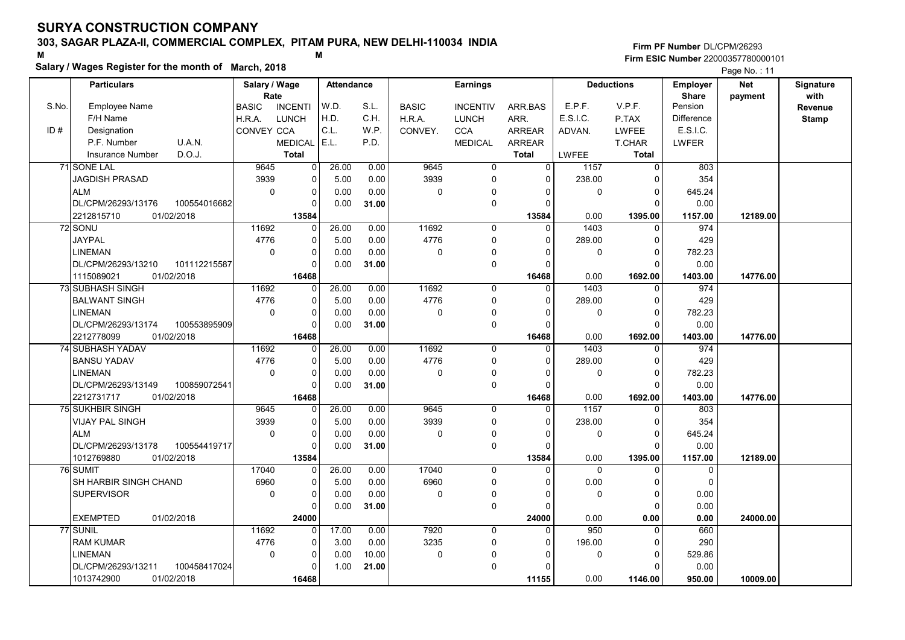# SURYA CONSTRUCTION COMPANY

## 303, SAGAR PLAZA-II, COMMERCIAL COMPLEX, PITAM PURA, NEW DELHI-110034 INDIA

**Salary / Wages Register for the month of March, 2018**

Firm PF Number DL/CPM/26293
Firm ESIC Number 22000357780000101

| S.No. / ID # | Employee Name / F/H Name / Designation / P.F. Number / U.A.N. / Insurance Number / D.O.J. | Salary / Wage Rate: BASIC / H.R.A. / CONVEY | INCENTI / LUNCH / CCA / MEDICAL / Total | W.D. / H.D. / C.L. / E.L. | S.L. / C.H. / W.P. / P.D. | Earnings: BASIC / H.R.A. / CONVEY. | INCENTIV / LUNCH / CCA / MEDICAL | ARR.BAS / ARR. / ARREAR / ARREAR / Total | Deductions: E.P.F. / E.S.I.C. / ADVAN. / LWFEE | V.P.F. / P.TAX / LWFEE / T.CHAR / Total | Employer Share: Pension / Difference / E.S.I.C. / LWFER | Net payment | Signature with Revenue Stamp |
|---|---|---|---|---|---|---|---|---|---|---|---|---|---|
| 71 | SONE LAL<br>JAGDISH PRASAD<br>ALM<br>DL/CPM/26293/13176 100554016682<br>2212815710 01/02/2018 | 9645<br>3939<br>0 | 0<br>0<br>0<br>0<br>**13584** | 26.00<br>5.00<br>0.00<br>0.00 | 0.00<br>0.00<br>0.00<br>**31.00** | 9645<br>3939<br>0 | 0<br>0<br>0<br>0 | 0<br>0<br>0<br>0<br>**13584** | 1157<br>238.00<br>0<br>0.00 | 0<br>0<br>0<br>0<br>**1395.00** | 803<br>354<br>645.24<br>0.00<br>**1157.00** | **12189.00** | |
| 72 | SONU<br>JAYPAL<br>LINEMAN<br>DL/CPM/26293/13210 101112215587<br>1115089021 01/02/2018 | 11692<br>4776<br>0 | 0<br>0<br>0<br>0<br>**16468** | 26.00<br>5.00<br>0.00<br>0.00 | 0.00<br>0.00<br>0.00<br>**31.00** | 11692<br>4776<br>0 | 0<br>0<br>0<br>0 | 0<br>0<br>0<br>0<br>**16468** | 1403<br>289.00<br>0<br>0.00 | 0<br>0<br>0<br>0<br>**1692.00** | 974<br>429<br>782.23<br>0.00<br>**1403.00** | **14776.00** | |
| 73 | SUBHASH SINGH<br>BALWANT SINGH<br>LINEMAN<br>DL/CPM/26293/13174 100553895909<br>2212778099 01/02/2018 | 11692<br>4776<br>0 | 0<br>0<br>0<br>0<br>**16468** | 26.00<br>5.00<br>0.00<br>0.00 | 0.00<br>0.00<br>0.00<br>**31.00** | 11692<br>4776<br>0 | 0<br>0<br>0<br>0 | 0<br>0<br>0<br>0<br>**16468** | 1403<br>289.00<br>0<br>0.00 | 0<br>0<br>0<br>0<br>**1692.00** | 974<br>429<br>782.23<br>0.00<br>**1403.00** | **14776.00** | |
| 74 | SUBHASH YADAV<br>BANSU YADAV<br>LINEMAN<br>DL/CPM/26293/13149 100859072541<br>2212731717 01/02/2018 | 11692<br>4776<br>0 | 0<br>0<br>0<br>0<br>**16468** | 26.00<br>5.00<br>0.00<br>0.00 | 0.00<br>0.00<br>0.00<br>**31.00** | 11692<br>4776<br>0 | 0<br>0<br>0<br>0 | 0<br>0<br>0<br>0<br>**16468** | 1403<br>289.00<br>0<br>0.00 | 0<br>0<br>0<br>0<br>**1692.00** | 974<br>429<br>782.23<br>0.00<br>**1403.00** | **14776.00** | |
| 75 | SUKHBIR SINGH<br>VIJAY PAL SINGH<br>ALM<br>DL/CPM/26293/13178 100554419717<br>1012769880 01/02/2018 | 9645<br>3939<br>0 | 0<br>0<br>0<br>0<br>**13584** | 26.00<br>5.00<br>0.00<br>0.00 | 0.00<br>0.00<br>0.00<br>**31.00** | 9645<br>3939<br>0 | 0<br>0<br>0<br>0 | 0<br>0<br>0<br>0<br>**13584** | 1157<br>238.00<br>0<br>0.00 | 0<br>0<br>0<br>0<br>**1395.00** | 803<br>354<br>645.24<br>0.00<br>**1157.00** | **12189.00** | |
| 76 | SUMIT<br>SH HARBIR SINGH CHAND<br>SUPERVISOR<br><br>EXEMPTED 01/02/2018 | 17040<br>6960<br>0 | 0<br>0<br>0<br>0<br>**24000** | 26.00<br>5.00<br>0.00<br>0.00 | 0.00<br>0.00<br>0.00<br>**31.00** | 17040<br>6960<br>0 | 0<br>0<br>0<br>0 | 0<br>0<br>0<br>0<br>**24000** | 0<br>0.00<br>0<br>0.00 | 0<br>0<br>0<br>0<br>**0.00** | 0<br>0<br>0.00<br>0.00<br>**0.00** | **24000.00** | |
| 77 | SUNIL<br>RAM KUMAR<br>LINEMAN<br>DL/CPM/26293/13211 100458417024<br>1013742900 01/02/2018 | 11692<br>4776<br>0 | 0<br>0<br>0<br>0<br>**16468** | 17.00<br>3.00<br>0.00<br>1.00 | 0.00<br>0.00<br>10.00<br>**21.00** | 7920<br>3235<br>0 | 0<br>0<br>0<br>0 | 0<br>0<br>0<br>0<br>**11155** | 950<br>196.00<br>0<br>0.00 | 0<br>0<br>0<br>0<br>**1146.00** | 660<br>290<br>529.86<br>0.00<br>**950.00** | **10009.00** | |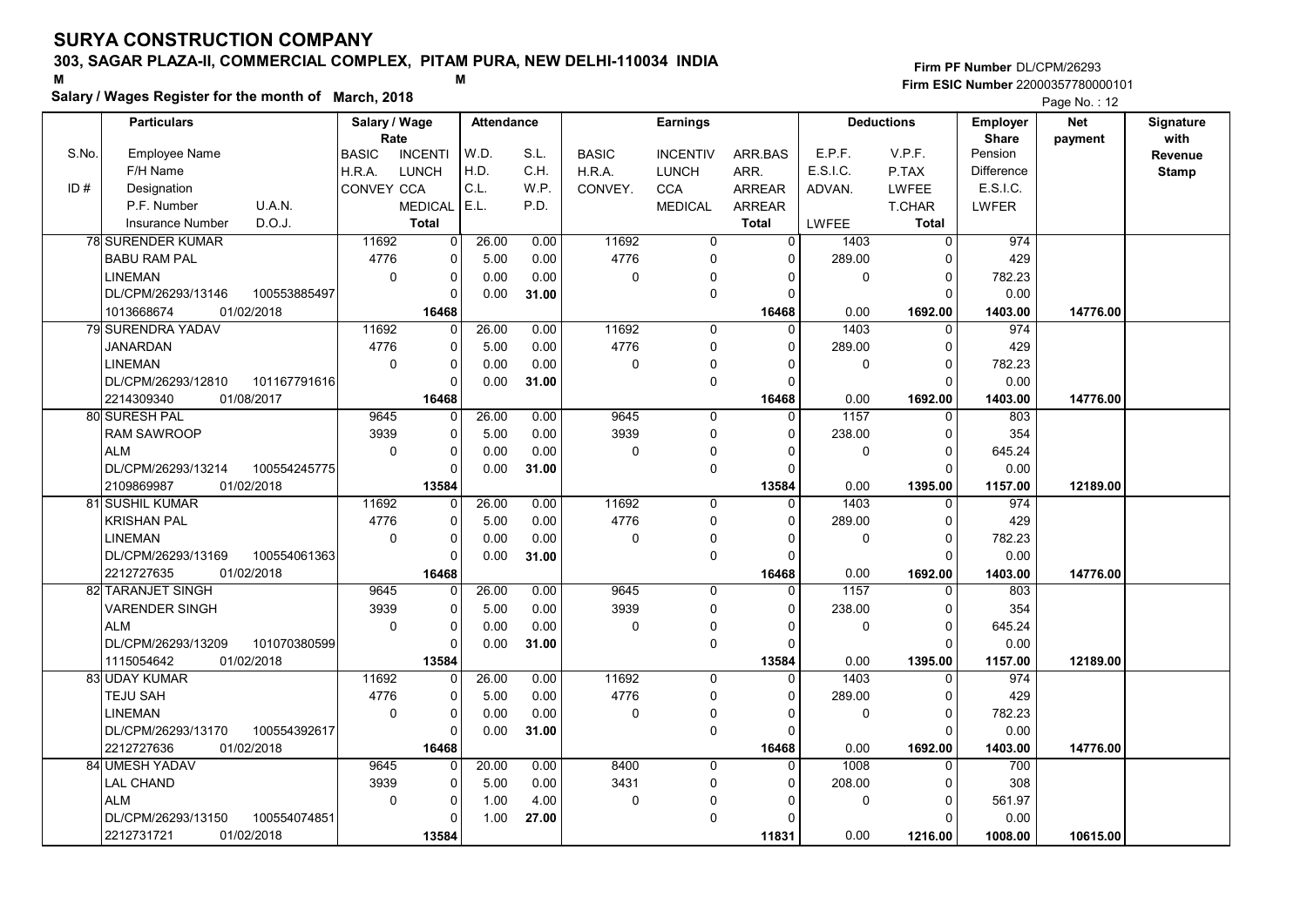# SURYA CONSTRUCTION COMPANY

## 303, SAGAR PLAZA-II, COMMERCIAL COMPLEX, PITAM PURA, NEW DELHI-110034 INDIA

M M

**Salary / Wages Register for the month of March, 2018**

Firm PF Number DL/CPM/26293
Firm ESIC Number 22000357780000101

| S.No. | Employee Name / F/H Name / ID# Designation / P.F. Number U.A.N. / Insurance Number D.O.J. | Salary / Wage Rate: BASIC / H.R.A. / CONVEY | INCENTI / LUNCH / CCA / MEDICAL / Total | W.D. / H.D. / C.L. / E.L. | S.L. / C.H. / W.P. / P.D. | BASIC / H.R.A. / CONVEY. | INCENTIV / LUNCH / CCA / MEDICAL | ARR.BAS / ARR. / ARREAR / ARREAR / Total | E.P.F. / E.S.I.C. / ADVAN. / LWFEE | V.P.F. / P.TAX / LWFEE / T.CHAR / Total | Employer Share: Pension / Difference / E.S.I.C. / LWFER | Net payment | Signature with Revenue Stamp |
|---|---|---|---|---|---|---|---|---|---|---|---|---|---|
| 78 | SURENDER KUMAR | 11692 | 0 | 26.00 | 0.00 | 11692 | 0 | 0 | 1403 | 0 | 974 | | |
| | BABU RAM PAL | 4776 | 0 | 5.00 | 0.00 | 4776 | 0 | 0 | 289.00 | 0 | 429 | | |
| | LINEMAN | 0 | 0 | 0.00 | 0.00 | 0 | 0 | 0 | 0 | 0 | 782.23 | | |
| | DL/CPM/26293/13146 100553885497 | | 0 | 0.00 | 31.00 | | 0 | 0 | | 0 | 0.00 | | |
| | 1013668674 01/02/2018 | | 16468 | | | | | 16468 | 0.00 | 1692.00 | 1403.00 | 14776.00 | |
| 79 | SURENDRA YADAV | 11692 | 0 | 26.00 | 0.00 | 11692 | 0 | 0 | 1403 | 0 | 974 | | |
| | JANARDAN | 4776 | 0 | 5.00 | 0.00 | 4776 | 0 | 0 | 289.00 | 0 | 429 | | |
| | LINEMAN | 0 | 0 | 0.00 | 0.00 | 0 | 0 | 0 | 0 | 0 | 782.23 | | |
| | DL/CPM/26293/12810 101167791616 | | 0 | 0.00 | 31.00 | | 0 | 0 | | 0 | 0.00 | | |
| | 2214309340 01/08/2017 | | 16468 | | | | | 16468 | 0.00 | 1692.00 | 1403.00 | 14776.00 | |
| 80 | SURESH PAL | 9645 | 0 | 26.00 | 0.00 | 9645 | 0 | 0 | 1157 | 0 | 803 | | |
| | RAM SAWROOP | 3939 | 0 | 5.00 | 0.00 | 3939 | 0 | 0 | 238.00 | 0 | 354 | | |
| | ALM | 0 | 0 | 0.00 | 0.00 | 0 | 0 | 0 | 0 | 0 | 645.24 | | |
| | DL/CPM/26293/13214 100554245775 | | 0 | 0.00 | 31.00 | | 0 | 0 | | 0 | 0.00 | | |
| | 2109869987 01/02/2018 | | 13584 | | | | | 13584 | 0.00 | 1395.00 | 1157.00 | 12189.00 | |
| 81 | SUSHIL KUMAR | 11692 | 0 | 26.00 | 0.00 | 11692 | 0 | 0 | 1403 | 0 | 974 | | |
| | KRISHAN PAL | 4776 | 0 | 5.00 | 0.00 | 4776 | 0 | 0 | 289.00 | 0 | 429 | | |
| | LINEMAN | 0 | 0 | 0.00 | 0.00 | 0 | 0 | 0 | 0 | 0 | 782.23 | | |
| | DL/CPM/26293/13169 100554061363 | | 0 | 0.00 | 31.00 | | 0 | 0 | | 0 | 0.00 | | |
| | 2212727635 01/02/2018 | | 16468 | | | | | 16468 | 0.00 | 1692.00 | 1403.00 | 14776.00 | |
| 82 | TARANJET SINGH | 9645 | 0 | 26.00 | 0.00 | 9645 | 0 | 0 | 1157 | 0 | 803 | | |
| | VARENDER SINGH | 3939 | 0 | 5.00 | 0.00 | 3939 | 0 | 0 | 238.00 | 0 | 354 | | |
| | ALM | 0 | 0 | 0.00 | 0.00 | 0 | 0 | 0 | 0 | 0 | 645.24 | | |
| | DL/CPM/26293/13209 101070380599 | | 0 | 0.00 | 31.00 | | 0 | 0 | | 0 | 0.00 | | |
| | 1115054642 01/02/2018 | | 13584 | | | | | 13584 | 0.00 | 1395.00 | 1157.00 | 12189.00 | |
| 83 | UDAY KUMAR | 11692 | 0 | 26.00 | 0.00 | 11692 | 0 | 0 | 1403 | 0 | 974 | | |
| | TEJU SAH | 4776 | 0 | 5.00 | 0.00 | 4776 | 0 | 0 | 289.00 | 0 | 429 | | |
| | LINEMAN | 0 | 0 | 0.00 | 0.00 | 0 | 0 | 0 | 0 | 0 | 782.23 | | |
| | DL/CPM/26293/13170 100554392617 | | 0 | 0.00 | 31.00 | | 0 | 0 | | 0 | 0.00 | | |
| | 2212727636 01/02/2018 | | 16468 | | | | | 16468 | 0.00 | 1692.00 | 1403.00 | 14776.00 | |
| 84 | UMESH YADAV | 9645 | 0 | 20.00 | 0.00 | 8400 | 0 | 0 | 1008 | 0 | 700 | | |
| | LAL CHAND | 3939 | 0 | 5.00 | 0.00 | 3431 | 0 | 0 | 208.00 | 0 | 308 | | |
| | ALM | 0 | 0 | 1.00 | 4.00 | 0 | 0 | 0 | 0 | 0 | 561.97 | | |
| | DL/CPM/26293/13150 100554074851 | | 0 | 1.00 | 27.00 | | 0 | 0 | | 0 | 0.00 | | |
| | 2212731721 01/02/2018 | | 13584 | | | | | 11831 | 0.00 | 1216.00 | 1008.00 | 10615.00 | |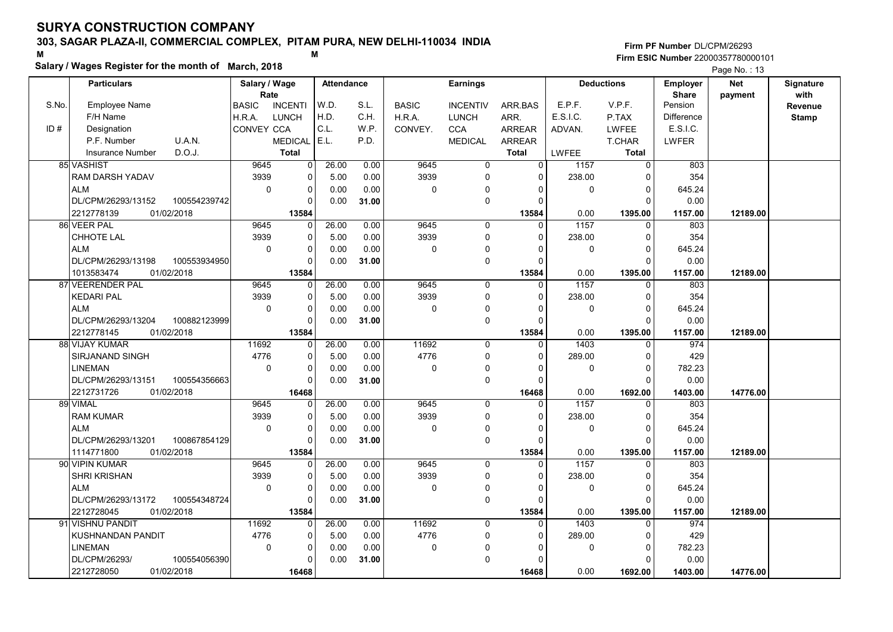# SURYA CONSTRUCTION COMPANY

**303, SAGAR PLAZA-II, COMMERCIAL COMPLEX, PITAM PURA, NEW DELHI-110034 INDIA**

M M

**Salary / Wages Register for the month of March, 2018**

Firm PF Number DL/CPM/26293
Firm ESIC Number 22000357780000101

| S.No. / ID # | Employee Name / F/H Name / Designation / P.F. Number / U.A.N. / Insurance Number / D.O.J. | Salary / Wage Rate: BASIC / H.R.A. / CONVEY | INCENTI / LUNCH / CCA / MEDICAL / Total | Attendance: W.D. / H.D. / C.L. / E.L. | S.L. / C.H. / W.P. / P.D. | Earnings: BASIC / H.R.A. / CONVEY. | INCENTIV / LUNCH / CCA / MEDICAL | ARR.BAS / ARR. / ARREAR / ARREAR / Total | Deductions: E.P.F. / E.S.I.C. / ADVAN. / LWFEE | V.P.F. / P.TAX / LWFEE / T.CHAR / Total | Employer Share: Pension / Difference / E.S.I.C. / LWFER | Net payment | Signature with Revenue Stamp |
|---|---|---|---|---|---|---|---|---|---|---|---|---|---|
| 85 | VASHIST / RAM DARSH YADAV / ALM / DL/CPM/26293/13152 100554239742 / 2212778139 01/02/2018 | 9645 / 3939 / 0 | 0 / 0 / 0 / 0 / 13584 | 26.00 / 5.00 / 0.00 / 0.00 | 0.00 / 0.00 / 0.00 / 31.00 | 9645 / 3939 / 0 | 0 / 0 / 0 / 0 | 0 / 0 / 0 / 0 / 13584 | 1157 / 238.00 / 0 / 0.00 | 0 / 0 / 0 / 0 / 1395.00 | 803 / 354 / 645.24 / 0.00 / 1157.00 | 12189.00 | |
| 86 | VEER PAL / CHHOTE LAL / ALM / DL/CPM/26293/13198 100553934950 / 1013583474 01/02/2018 | 9645 / 3939 / 0 | 0 / 0 / 0 / 0 / 13584 | 26.00 / 5.00 / 0.00 / 0.00 | 0.00 / 0.00 / 0.00 / 31.00 | 9645 / 3939 / 0 | 0 / 0 / 0 / 0 | 0 / 0 / 0 / 0 / 13584 | 1157 / 238.00 / 0 / 0.00 | 0 / 0 / 0 / 0 / 1395.00 | 803 / 354 / 645.24 / 0.00 / 1157.00 | 12189.00 | |
| 87 | VEERENDER PAL / KEDARI PAL / ALM / DL/CPM/26293/13204 100882123999 / 2212778145 01/02/2018 | 9645 / 3939 / 0 | 0 / 0 / 0 / 0 / 13584 | 26.00 / 5.00 / 0.00 / 0.00 | 0.00 / 0.00 / 0.00 / 31.00 | 9645 / 3939 / 0 | 0 / 0 / 0 / 0 | 0 / 0 / 0 / 0 / 13584 | 1157 / 238.00 / 0 / 0.00 | 0 / 0 / 0 / 0 / 1395.00 | 803 / 354 / 645.24 / 0.00 / 1157.00 | 12189.00 | |
| 88 | VIJAY KUMAR / SIRJANAND SINGH / LINEMAN / DL/CPM/26293/13151 100554356663 / 2212731726 01/02/2018 | 11692 / 4776 / 0 | 0 / 0 / 0 / 0 / 16468 | 26.00 / 5.00 / 0.00 / 0.00 | 0.00 / 0.00 / 0.00 / 31.00 | 11692 / 4776 / 0 | 0 / 0 / 0 / 0 | 0 / 0 / 0 / 0 / 16468 | 1403 / 289.00 / 0 / 0.00 | 0 / 0 / 0 / 0 / 1692.00 | 974 / 429 / 782.23 / 0.00 / 1403.00 | 14776.00 | |
| 89 | VIMAL / RAM KUMAR / ALM / DL/CPM/26293/13201 100867854129 / 1114771800 01/02/2018 | 9645 / 3939 / 0 | 0 / 0 / 0 / 0 / 13584 | 26.00 / 5.00 / 0.00 / 0.00 | 0.00 / 0.00 / 0.00 / 31.00 | 9645 / 3939 / 0 | 0 / 0 / 0 / 0 | 0 / 0 / 0 / 0 / 13584 | 1157 / 238.00 / 0 / 0.00 | 0 / 0 / 0 / 0 / 1395.00 | 803 / 354 / 645.24 / 0.00 / 1157.00 | 12189.00 | |
| 90 | VIPIN KUMAR / SHRI KRISHAN / ALM / DL/CPM/26293/13172 100554348724 / 2212728045 01/02/2018 | 9645 / 3939 / 0 | 0 / 0 / 0 / 0 / 13584 | 26.00 / 5.00 / 0.00 / 0.00 | 0.00 / 0.00 / 0.00 / 31.00 | 9645 / 3939 / 0 | 0 / 0 / 0 / 0 | 0 / 0 / 0 / 0 / 13584 | 1157 / 238.00 / 0 / 0.00 | 0 / 0 / 0 / 0 / 1395.00 | 803 / 354 / 645.24 / 0.00 / 1157.00 | 12189.00 | |
| 91 | VISHNU PANDIT / KUSHNANDAN PANDIT / LINEMAN / DL/CPM/26293/ 100554056390 / 2212728050 01/02/2018 | 11692 / 4776 / 0 | 0 / 0 / 0 / 0 / 16468 | 26.00 / 5.00 / 0.00 / 0.00 | 0.00 / 0.00 / 0.00 / 31.00 | 11692 / 4776 / 0 | 0 / 0 / 0 / 0 | 0 / 0 / 0 / 0 / 16468 | 1403 / 289.00 / 0 / 0.00 | 0 / 0 / 0 / 0 / 1692.00 | 974 / 429 / 782.23 / 0.00 / 1403.00 | 14776.00 | |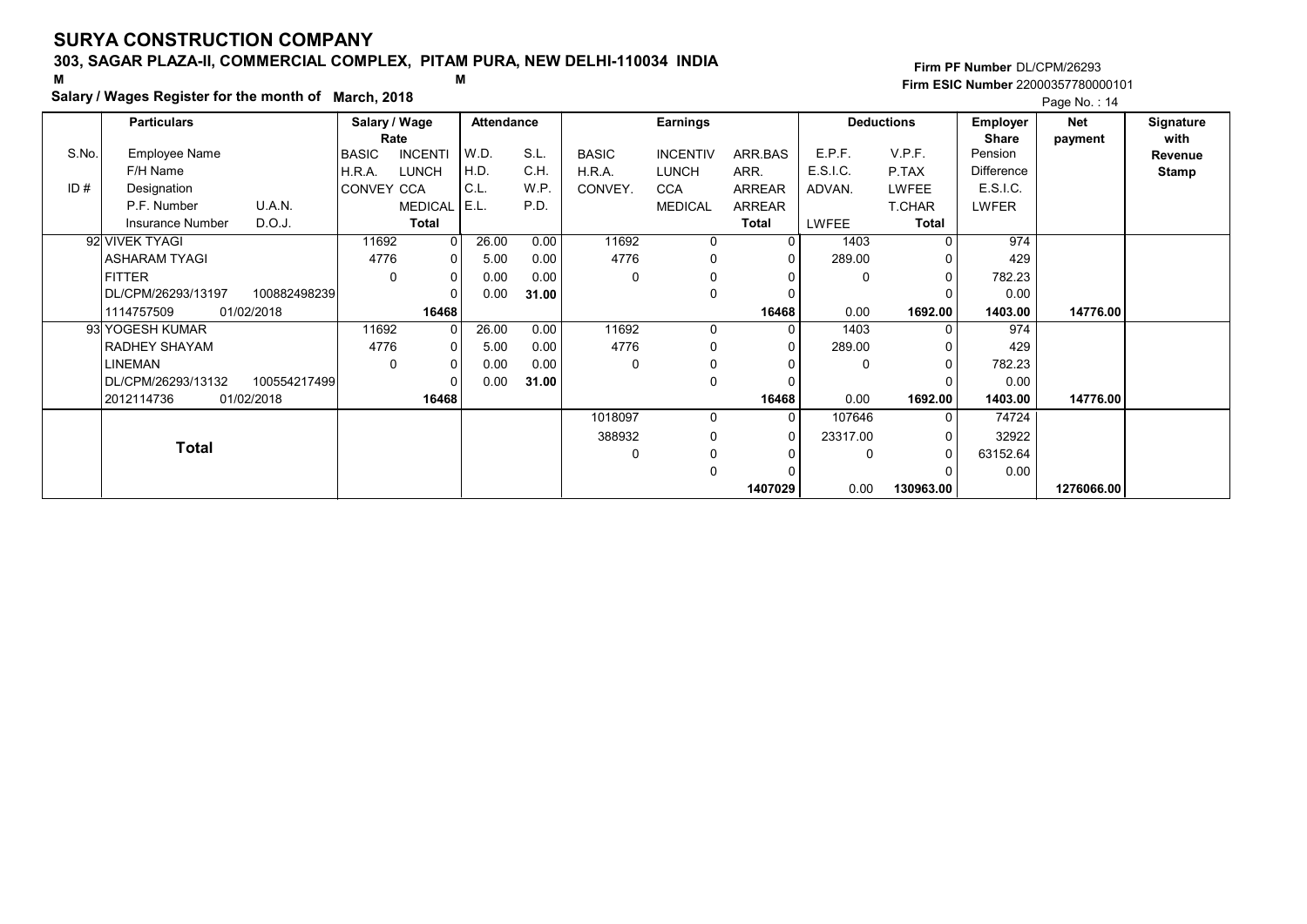# SURYA CONSTRUCTION COMPANY

## 303, SAGAR PLAZA-II, COMMERCIAL COMPLEX, PITAM PURA, NEW DELHI-110034 INDIA

M M

**Salary / Wages Register for the month of March, 2018**

**Firm PF Number** DL/CPM/26293
**Firm ESIC Number** 22000357780000101

| S.No. / ID # | Particulars: Employee Name / F/H Name / Designation / P.F. Number, U.A.N. / Insurance Number, D.O.J. | Salary / Wage Rate: BASIC / H.R.A. / CONVEY | Salary / Wage Rate: INCENTI / LUNCH / CCA / MEDICAL / Total | Attendance: W.D. / H.D. / C.L. / E.L. | Attendance: S.L. / C.H. / W.P. / P.D. | Earnings: BASIC / H.R.A. / CONVEY. | Earnings: INCENTIV / LUNCH / CCA / MEDICAL | Earnings: ARR.BAS / ARR. / ARREAR / ARREAR / Total | Deductions: E.P.F. / E.S.I.C. / ADVAN. / LWFEE | Deductions: V.P.F. / P.TAX / LWFEE / T.CHAR / Total | Employer Share: Pension / Difference / E.S.I.C. / LWFER | Net payment | Signature with Revenue Stamp |
|---|---|---|---|---|---|---|---|---|---|---|---|---|---|
| 92 | VIVEK TYAGI<br>ASHARAM TYAGI<br>FITTER<br>DL/CPM/26293/13197 100882498239<br>1114757509 01/02/2018 | 11692<br>4776<br>0 | 0<br>0<br>0<br>0<br>16468 | 26.00<br>5.00<br>0.00<br>0.00 | 0.00<br>0.00<br>0.00<br>31.00 | 11692<br>4776<br>0 | 0<br>0<br>0<br>0 | 0<br>0<br>0<br>0<br>16468 | 1403<br>289.00<br>0<br>0.00 | 0<br>0<br>0<br>0<br>1692.00 | 974<br>429<br>782.23<br>0.00<br>1403.00 | 14776.00 | |
| 93 | YOGESH KUMAR<br>RADHEY SHAYAM<br>LINEMAN<br>DL/CPM/26293/13132 100554217499<br>2012114736 01/02/2018 | 11692<br>4776<br>0 | 0<br>0<br>0<br>0<br>16468 | 26.00<br>5.00<br>0.00<br>0.00 | 0.00<br>0.00<br>0.00<br>31.00 | 11692<br>4776<br>0 | 0<br>0<br>0<br>0 | 0<br>0<br>0<br>0<br>16468 | 1403<br>289.00<br>0<br>0.00 | 0<br>0<br>0<br>0<br>1692.00 | 974<br>429<br>782.23<br>0.00<br>1403.00 | 14776.00 | |
| | **Total** | | | | | 1018097<br>388932<br>0 | 0<br>0<br>0<br>0 | 0<br>0<br>0<br>0<br>1407029 | 107646<br>23317.00<br>0<br>0.00 | 0<br>0<br>0<br>0<br>130963.00 | 74724<br>32922<br>63152.64<br>0.00 | 1276066.00 | |